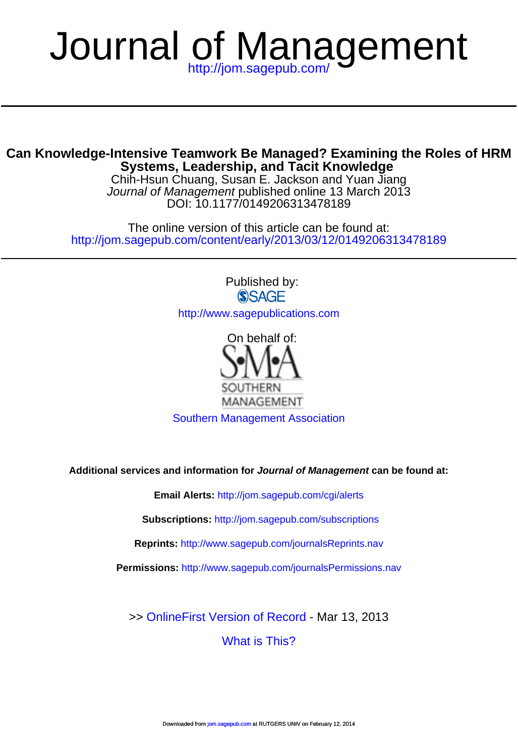# Journal of Management

http://jom.sagepub.com/

---

## Can Knowledge-Intensive Teamwork Be Managed? Examining the Roles of HRM Systems, Leadership, and Tacit Knowledge

Chih-Hsun Chuang, Susan E. Jackson and Yuan Jiang

*Journal of Management* published online 13 March 2013

DOI: 10.1177/0149206313478189

The online version of this article can be found at:

http://jom.sagepub.com/content/early/2013/03/12/0149206313478189

---

Published by:

SAGE

http://www.sagepublications.com

On behalf of:

SOUTHERN MANAGEMENT

Southern Management Association

**Additional services and information for *Journal of Management* can be found at:**

**Email Alerts:** http://jom.sagepub.com/cgi/alerts

**Subscriptions:** http://jom.sagepub.com/subscriptions

**Reprints:** http://www.sagepub.com/journalsReprints.nav

**Permissions:** http://www.sagepub.com/journalsPermissions.nav

>> OnlineFirst Version of Record - Mar 13, 2013

What is This?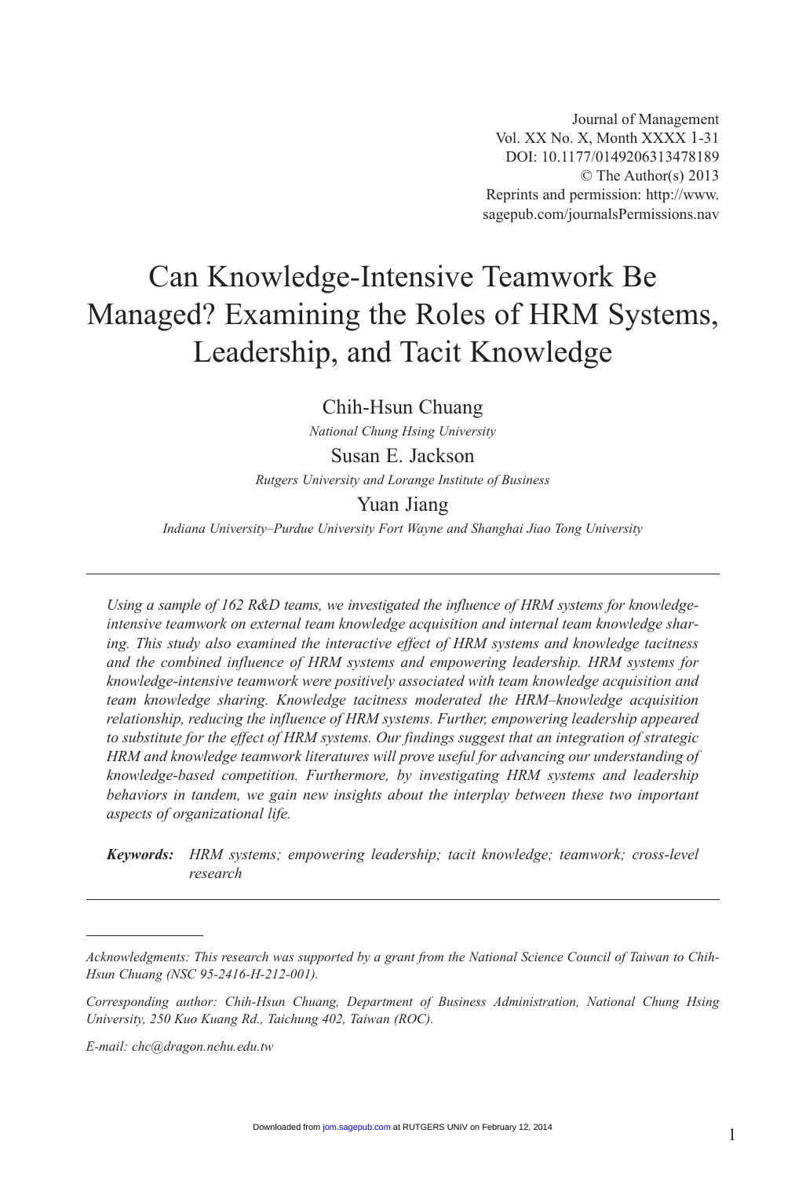# Can Knowledge-Intensive Teamwork Be Managed? Examining the Roles of HRM Systems, Leadership, and Tacit Knowledge

Chih-Hsun Chuang

*National Chung Hsing University*

Susan E. Jackson

*Rutgers University and Lorange Institute of Business*

Yuan Jiang

*Indiana University–Purdue University Fort Wayne and Shanghai Jiao Tong University*

---

*Using a sample of 162 R&D teams, we investigated the influence of HRM systems for knowledge-intensive teamwork on external team knowledge acquisition and internal team knowledge sharing. This study also examined the interactive effect of HRM systems and knowledge tacitness and the combined influence of HRM systems and empowering leadership. HRM systems for knowledge-intensive teamwork were positively associated with team knowledge acquisition and team knowledge sharing. Knowledge tacitness moderated the HRM–knowledge acquisition relationship, reducing the influence of HRM systems. Further, empowering leadership appeared to substitute for the effect of HRM systems. Our findings suggest that an integration of strategic HRM and knowledge teamwork literatures will prove useful for advancing our understanding of knowledge-based competition. Furthermore, by investigating HRM systems and leadership behaviors in tandem, we gain new insights about the interplay between these two important aspects of organizational life.*

***Keywords:*** *HRM systems; empowering leadership; tacit knowledge; teamwork; cross-level research*

---

*Acknowledgments: This research was supported by a grant from the National Science Council of Taiwan to Chih-Hsun Chuang (NSC 95-2416-H-212-001).*

*Corresponding author: Chih-Hsun Chuang, Department of Business Administration, National Chung Hsing University, 250 Kuo Kuang Rd., Taichung 402, Taiwan (ROC).*

*E-mail: chc@dragon.nchu.edu.tw*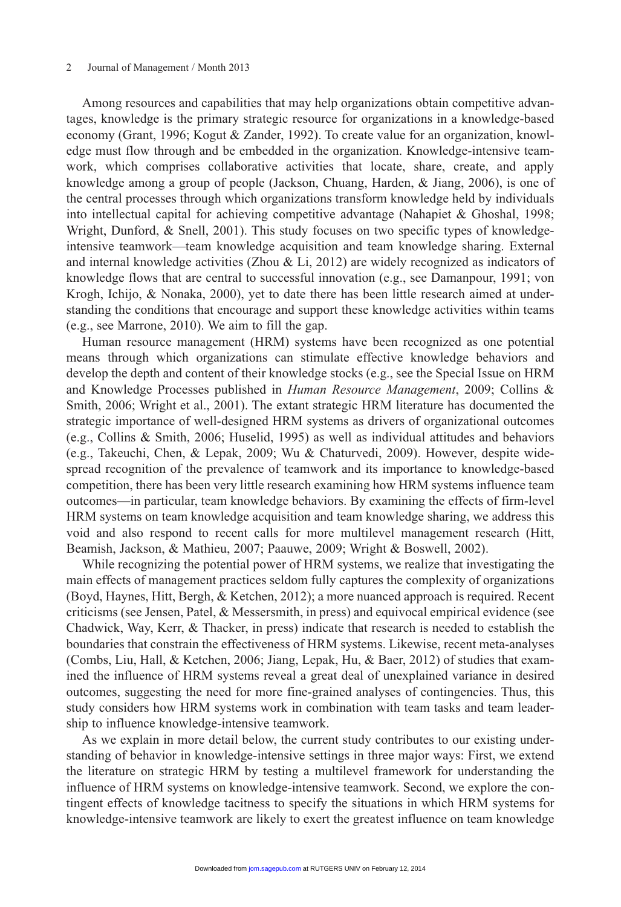Among resources and capabilities that may help organizations obtain competitive advantages, knowledge is the primary strategic resource for organizations in a knowledge-based economy (Grant, 1996; Kogut & Zander, 1992). To create value for an organization, knowledge must flow through and be embedded in the organization. Knowledge-intensive teamwork, which comprises collaborative activities that locate, share, create, and apply knowledge among a group of people (Jackson, Chuang, Harden, & Jiang, 2006), is one of the central processes through which organizations transform knowledge held by individuals into intellectual capital for achieving competitive advantage (Nahapiet & Ghoshal, 1998; Wright, Dunford, & Snell, 2001). This study focuses on two specific types of knowledge-intensive teamwork—team knowledge acquisition and team knowledge sharing. External and internal knowledge activities (Zhou & Li, 2012) are widely recognized as indicators of knowledge flows that are central to successful innovation (e.g., see Damanpour, 1991; von Krogh, Ichijo, & Nonaka, 2000), yet to date there has been little research aimed at understanding the conditions that encourage and support these knowledge activities within teams (e.g., see Marrone, 2010). We aim to fill the gap.

Human resource management (HRM) systems have been recognized as one potential means through which organizations can stimulate effective knowledge behaviors and develop the depth and content of their knowledge stocks (e.g., see the Special Issue on HRM and Knowledge Processes published in *Human Resource Management*, 2009; Collins & Smith, 2006; Wright et al., 2001). The extant strategic HRM literature has documented the strategic importance of well-designed HRM systems as drivers of organizational outcomes (e.g., Collins & Smith, 2006; Huselid, 1995) as well as individual attitudes and behaviors (e.g., Takeuchi, Chen, & Lepak, 2009; Wu & Chaturvedi, 2009). However, despite widespread recognition of the prevalence of teamwork and its importance to knowledge-based competition, there has been very little research examining how HRM systems influence team outcomes—in particular, team knowledge behaviors. By examining the effects of firm-level HRM systems on team knowledge acquisition and team knowledge sharing, we address this void and also respond to recent calls for more multilevel management research (Hitt, Beamish, Jackson, & Mathieu, 2007; Paauwe, 2009; Wright & Boswell, 2002).

While recognizing the potential power of HRM systems, we realize that investigating the main effects of management practices seldom fully captures the complexity of organizations (Boyd, Haynes, Hitt, Bergh, & Ketchen, 2012); a more nuanced approach is required. Recent criticisms (see Jensen, Patel, & Messersmith, in press) and equivocal empirical evidence (see Chadwick, Way, Kerr, & Thacker, in press) indicate that research is needed to establish the boundaries that constrain the effectiveness of HRM systems. Likewise, recent meta-analyses (Combs, Liu, Hall, & Ketchen, 2006; Jiang, Lepak, Hu, & Baer, 2012) of studies that examined the influence of HRM systems reveal a great deal of unexplained variance in desired outcomes, suggesting the need for more fine-grained analyses of contingencies. Thus, this study considers how HRM systems work in combination with team tasks and team leadership to influence knowledge-intensive teamwork.

As we explain in more detail below, the current study contributes to our existing understanding of behavior in knowledge-intensive settings in three major ways: First, we extend the literature on strategic HRM by testing a multilevel framework for understanding the influence of HRM systems on knowledge-intensive teamwork. Second, we explore the contingent effects of knowledge tacitness to specify the situations in which HRM systems for knowledge-intensive teamwork are likely to exert the greatest influence on team knowledge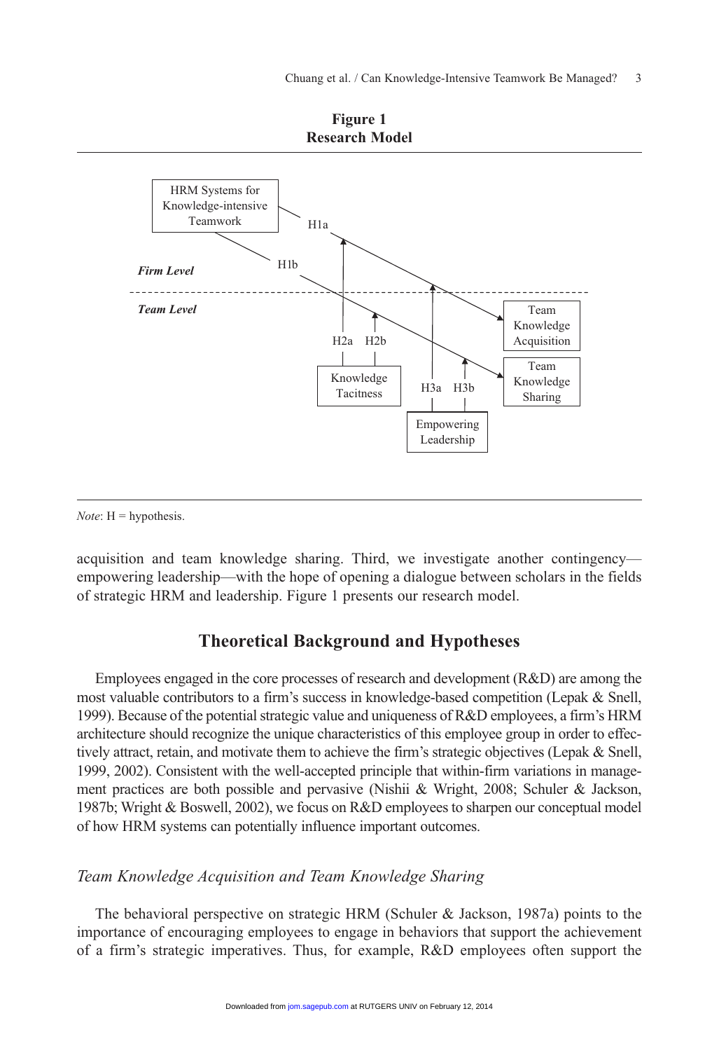**Figure 1**
**Research Model**

*Note*: H = hypothesis.

acquisition and team knowledge sharing. Third, we investigate another contingency—empowering leadership—with the hope of opening a dialogue between scholars in the fields of strategic HRM and leadership. Figure 1 presents our research model.

## Theoretical Background and Hypotheses

Employees engaged in the core processes of research and development (R&D) are among the most valuable contributors to a firm's success in knowledge-based competition (Lepak & Snell, 1999). Because of the potential strategic value and uniqueness of R&D employees, a firm's HRM architecture should recognize the unique characteristics of this employee group in order to effectively attract, retain, and motivate them to achieve the firm's strategic objectives (Lepak & Snell, 1999, 2002). Consistent with the well-accepted principle that within-firm variations in management practices are both possible and pervasive (Nishii & Wright, 2008; Schuler & Jackson, 1987b; Wright & Boswell, 2002), we focus on R&D employees to sharpen our conceptual model of how HRM systems can potentially influence important outcomes.

### *Team Knowledge Acquisition and Team Knowledge Sharing*

The behavioral perspective on strategic HRM (Schuler & Jackson, 1987a) points to the importance of encouraging employees to engage in behaviors that support the achievement of a firm's strategic imperatives. Thus, for example, R&D employees often support the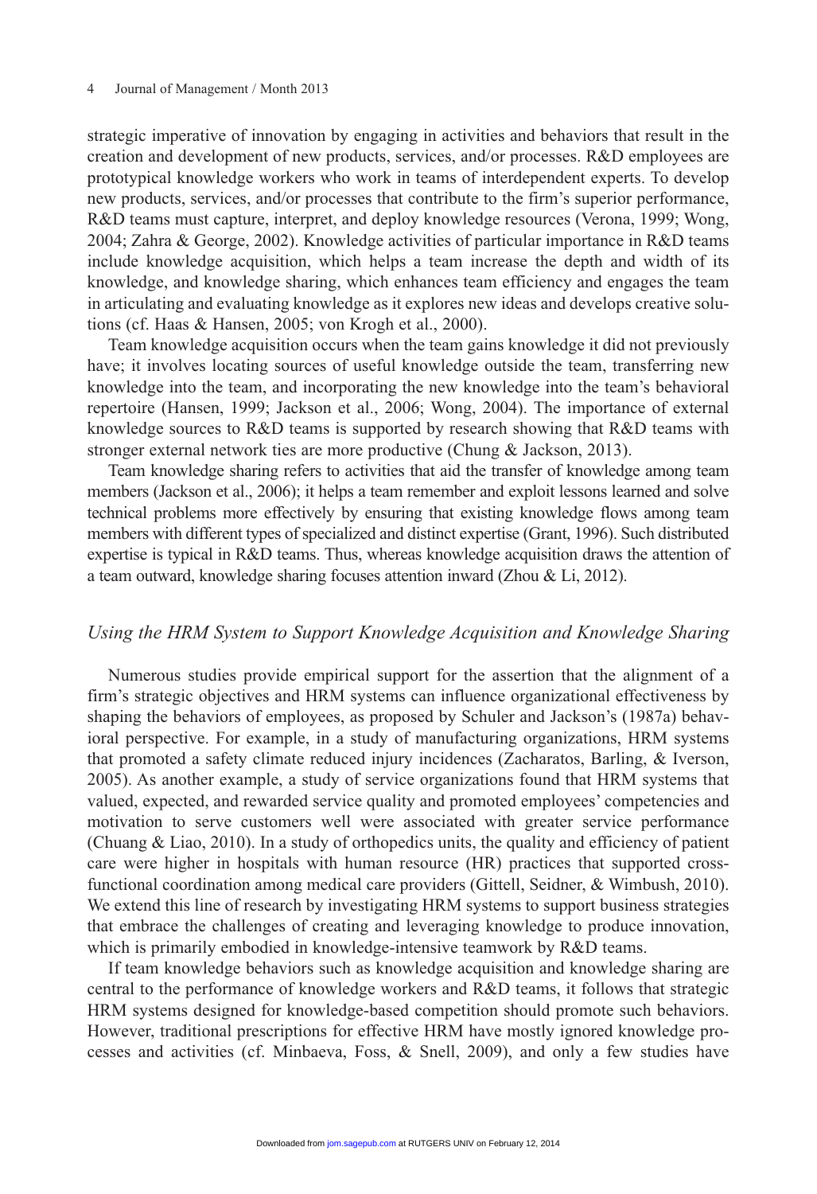strategic imperative of innovation by engaging in activities and behaviors that result in the creation and development of new products, services, and/or processes. R&D employees are prototypical knowledge workers who work in teams of interdependent experts. To develop new products, services, and/or processes that contribute to the firm's superior performance, R&D teams must capture, interpret, and deploy knowledge resources (Verona, 1999; Wong, 2004; Zahra & George, 2002). Knowledge activities of particular importance in R&D teams include knowledge acquisition, which helps a team increase the depth and width of its knowledge, and knowledge sharing, which enhances team efficiency and engages the team in articulating and evaluating knowledge as it explores new ideas and develops creative solutions (cf. Haas & Hansen, 2005; von Krogh et al., 2000).

Team knowledge acquisition occurs when the team gains knowledge it did not previously have; it involves locating sources of useful knowledge outside the team, transferring new knowledge into the team, and incorporating the new knowledge into the team's behavioral repertoire (Hansen, 1999; Jackson et al., 2006; Wong, 2004). The importance of external knowledge sources to R&D teams is supported by research showing that R&D teams with stronger external network ties are more productive (Chung & Jackson, 2013).

Team knowledge sharing refers to activities that aid the transfer of knowledge among team members (Jackson et al., 2006); it helps a team remember and exploit lessons learned and solve technical problems more effectively by ensuring that existing knowledge flows among team members with different types of specialized and distinct expertise (Grant, 1996). Such distributed expertise is typical in R&D teams. Thus, whereas knowledge acquisition draws the attention of a team outward, knowledge sharing focuses attention inward (Zhou & Li, 2012).

### *Using the HRM System to Support Knowledge Acquisition and Knowledge Sharing*

Numerous studies provide empirical support for the assertion that the alignment of a firm's strategic objectives and HRM systems can influence organizational effectiveness by shaping the behaviors of employees, as proposed by Schuler and Jackson's (1987a) behavioral perspective. For example, in a study of manufacturing organizations, HRM systems that promoted a safety climate reduced injury incidences (Zacharatos, Barling, & Iverson, 2005). As another example, a study of service organizations found that HRM systems that valued, expected, and rewarded service quality and promoted employees' competencies and motivation to serve customers well were associated with greater service performance (Chuang & Liao, 2010). In a study of orthopedics units, the quality and efficiency of patient care were higher in hospitals with human resource (HR) practices that supported cross-functional coordination among medical care providers (Gittell, Seidner, & Wimbush, 2010). We extend this line of research by investigating HRM systems to support business strategies that embrace the challenges of creating and leveraging knowledge to produce innovation, which is primarily embodied in knowledge-intensive teamwork by R&D teams.

If team knowledge behaviors such as knowledge acquisition and knowledge sharing are central to the performance of knowledge workers and R&D teams, it follows that strategic HRM systems designed for knowledge-based competition should promote such behaviors. However, traditional prescriptions for effective HRM have mostly ignored knowledge processes and activities (cf. Minbaeva, Foss, & Snell, 2009), and only a few studies have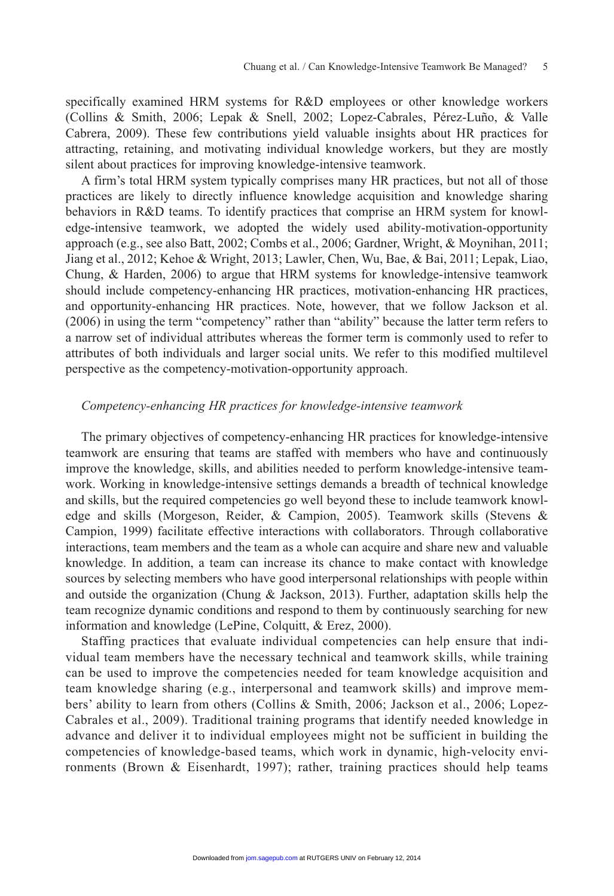specifically examined HRM systems for R&D employees or other knowledge workers (Collins & Smith, 2006; Lepak & Snell, 2002; Lopez-Cabrales, Pérez-Luño, & Valle Cabrera, 2009). These few contributions yield valuable insights about HR practices for attracting, retaining, and motivating individual knowledge workers, but they are mostly silent about practices for improving knowledge-intensive teamwork.

A firm's total HRM system typically comprises many HR practices, but not all of those practices are likely to directly influence knowledge acquisition and knowledge sharing behaviors in R&D teams. To identify practices that comprise an HRM system for knowledge-intensive teamwork, we adopted the widely used ability-motivation-opportunity approach (e.g., see also Batt, 2002; Combs et al., 2006; Gardner, Wright, & Moynihan, 2011; Jiang et al., 2012; Kehoe & Wright, 2013; Lawler, Chen, Wu, Bae, & Bai, 2011; Lepak, Liao, Chung, & Harden, 2006) to argue that HRM systems for knowledge-intensive teamwork should include competency-enhancing HR practices, motivation-enhancing HR practices, and opportunity-enhancing HR practices. Note, however, that we follow Jackson et al. (2006) in using the term "competency" rather than "ability" because the latter term refers to a narrow set of individual attributes whereas the former term is commonly used to refer to attributes of both individuals and larger social units. We refer to this modified multilevel perspective as the competency-motivation-opportunity approach.

### *Competency-enhancing HR practices for knowledge-intensive teamwork*

The primary objectives of competency-enhancing HR practices for knowledge-intensive teamwork are ensuring that teams are staffed with members who have and continuously improve the knowledge, skills, and abilities needed to perform knowledge-intensive teamwork. Working in knowledge-intensive settings demands a breadth of technical knowledge and skills, but the required competencies go well beyond these to include teamwork knowledge and skills (Morgeson, Reider, & Campion, 2005). Teamwork skills (Stevens & Campion, 1999) facilitate effective interactions with collaborators. Through collaborative interactions, team members and the team as a whole can acquire and share new and valuable knowledge. In addition, a team can increase its chance to make contact with knowledge sources by selecting members who have good interpersonal relationships with people within and outside the organization (Chung & Jackson, 2013). Further, adaptation skills help the team recognize dynamic conditions and respond to them by continuously searching for new information and knowledge (LePine, Colquitt, & Erez, 2000).

Staffing practices that evaluate individual competencies can help ensure that individual team members have the necessary technical and teamwork skills, while training can be used to improve the competencies needed for team knowledge acquisition and team knowledge sharing (e.g., interpersonal and teamwork skills) and improve members' ability to learn from others (Collins & Smith, 2006; Jackson et al., 2006; Lopez-Cabrales et al., 2009). Traditional training programs that identify needed knowledge in advance and deliver it to individual employees might not be sufficient in building the competencies of knowledge-based teams, which work in dynamic, high-velocity environments (Brown & Eisenhardt, 1997); rather, training practices should help teams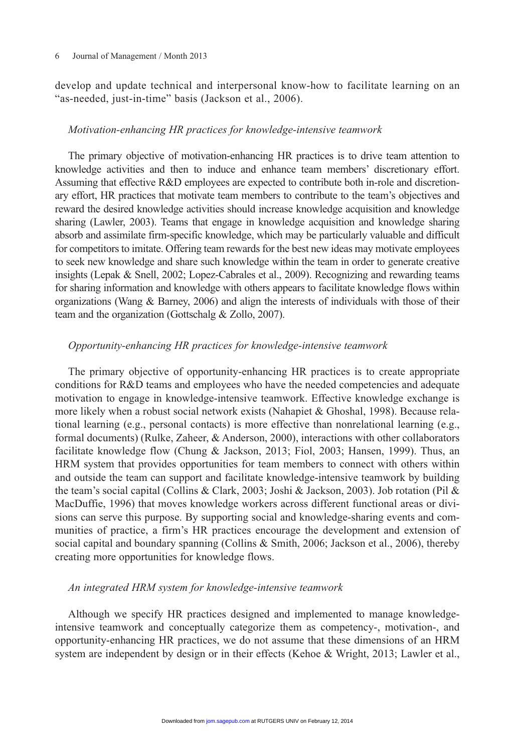develop and update technical and interpersonal know-how to facilitate learning on an "as-needed, just-in-time" basis (Jackson et al., 2006).

### *Motivation-enhancing HR practices for knowledge-intensive teamwork*

The primary objective of motivation-enhancing HR practices is to drive team attention to knowledge activities and then to induce and enhance team members' discretionary effort. Assuming that effective R&D employees are expected to contribute both in-role and discretionary effort, HR practices that motivate team members to contribute to the team's objectives and reward the desired knowledge activities should increase knowledge acquisition and knowledge sharing (Lawler, 2003). Teams that engage in knowledge acquisition and knowledge sharing absorb and assimilate firm-specific knowledge, which may be particularly valuable and difficult for competitors to imitate. Offering team rewards for the best new ideas may motivate employees to seek new knowledge and share such knowledge within the team in order to generate creative insights (Lepak & Snell, 2002; Lopez-Cabrales et al., 2009). Recognizing and rewarding teams for sharing information and knowledge with others appears to facilitate knowledge flows within organizations (Wang & Barney, 2006) and align the interests of individuals with those of their team and the organization (Gottschalg & Zollo, 2007).

### *Opportunity-enhancing HR practices for knowledge-intensive teamwork*

The primary objective of opportunity-enhancing HR practices is to create appropriate conditions for R&D teams and employees who have the needed competencies and adequate motivation to engage in knowledge-intensive teamwork. Effective knowledge exchange is more likely when a robust social network exists (Nahapiet & Ghoshal, 1998). Because relational learning (e.g., personal contacts) is more effective than nonrelational learning (e.g., formal documents) (Rulke, Zaheer, & Anderson, 2000), interactions with other collaborators facilitate knowledge flow (Chung & Jackson, 2013; Fiol, 2003; Hansen, 1999). Thus, an HRM system that provides opportunities for team members to connect with others within and outside the team can support and facilitate knowledge-intensive teamwork by building the team's social capital (Collins & Clark, 2003; Joshi & Jackson, 2003). Job rotation (Pil & MacDuffie, 1996) that moves knowledge workers across different functional areas or divisions can serve this purpose. By supporting social and knowledge-sharing events and communities of practice, a firm's HR practices encourage the development and extension of social capital and boundary spanning (Collins & Smith, 2006; Jackson et al., 2006), thereby creating more opportunities for knowledge flows.

### *An integrated HRM system for knowledge-intensive teamwork*

Although we specify HR practices designed and implemented to manage knowledge-intensive teamwork and conceptually categorize them as competency-, motivation-, and opportunity-enhancing HR practices, we do not assume that these dimensions of an HRM system are independent by design or in their effects (Kehoe & Wright, 2013; Lawler et al.,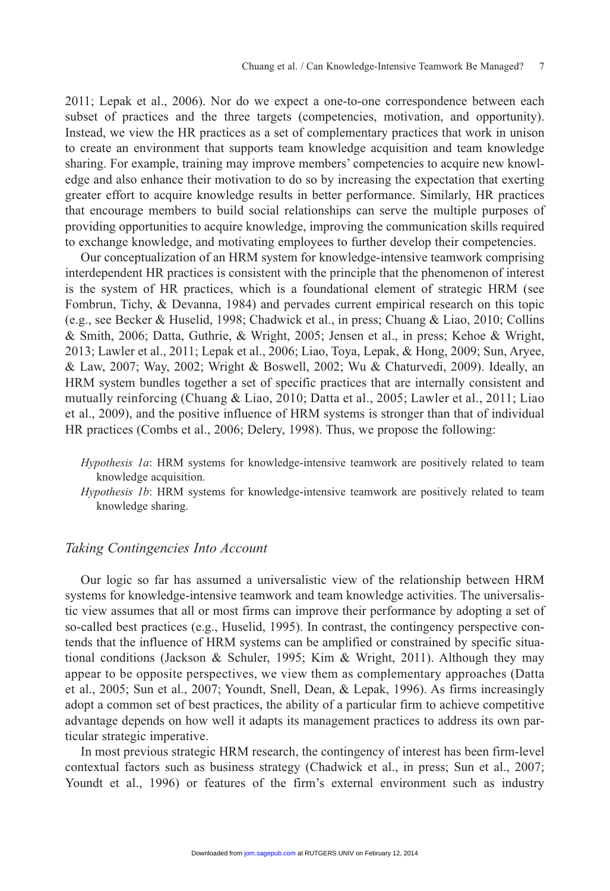2011; Lepak et al., 2006). Nor do we expect a one-to-one correspondence between each subset of practices and the three targets (competencies, motivation, and opportunity). Instead, we view the HR practices as a set of complementary practices that work in unison to create an environment that supports team knowledge acquisition and team knowledge sharing. For example, training may improve members' competencies to acquire new knowledge and also enhance their motivation to do so by increasing the expectation that exerting greater effort to acquire knowledge results in better performance. Similarly, HR practices that encourage members to build social relationships can serve the multiple purposes of providing opportunities to acquire knowledge, improving the communication skills required to exchange knowledge, and motivating employees to further develop their competencies.

Our conceptualization of an HRM system for knowledge-intensive teamwork comprising interdependent HR practices is consistent with the principle that the phenomenon of interest is the system of HR practices, which is a foundational element of strategic HRM (see Fombrun, Tichy, & Devanna, 1984) and pervades current empirical research on this topic (e.g., see Becker & Huselid, 1998; Chadwick et al., in press; Chuang & Liao, 2010; Collins & Smith, 2006; Datta, Guthrie, & Wright, 2005; Jensen et al., in press; Kehoe & Wright, 2013; Lawler et al., 2011; Lepak et al., 2006; Liao, Toya, Lepak, & Hong, 2009; Sun, Aryee, & Law, 2007; Way, 2002; Wright & Boswell, 2002; Wu & Chaturvedi, 2009). Ideally, an HRM system bundles together a set of specific practices that are internally consistent and mutually reinforcing (Chuang & Liao, 2010; Datta et al., 2005; Lawler et al., 2011; Liao et al., 2009), and the positive influence of HRM systems is stronger than that of individual HR practices (Combs et al., 2006; Delery, 1998). Thus, we propose the following:

*Hypothesis 1a*: HRM systems for knowledge-intensive teamwork are positively related to team knowledge acquisition.

*Hypothesis 1b*: HRM systems for knowledge-intensive teamwork are positively related to team knowledge sharing.

### *Taking Contingencies Into Account*

Our logic so far has assumed a universalistic view of the relationship between HRM systems for knowledge-intensive teamwork and team knowledge activities. The universalistic view assumes that all or most firms can improve their performance by adopting a set of so-called best practices (e.g., Huselid, 1995). In contrast, the contingency perspective contends that the influence of HRM systems can be amplified or constrained by specific situational conditions (Jackson & Schuler, 1995; Kim & Wright, 2011). Although they may appear to be opposite perspectives, we view them as complementary approaches (Datta et al., 2005; Sun et al., 2007; Youndt, Snell, Dean, & Lepak, 1996). As firms increasingly adopt a common set of best practices, the ability of a particular firm to achieve competitive advantage depends on how well it adapts its management practices to address its own particular strategic imperative.

In most previous strategic HRM research, the contingency of interest has been firm-level contextual factors such as business strategy (Chadwick et al., in press; Sun et al., 2007; Youndt et al., 1996) or features of the firm's external environment such as industry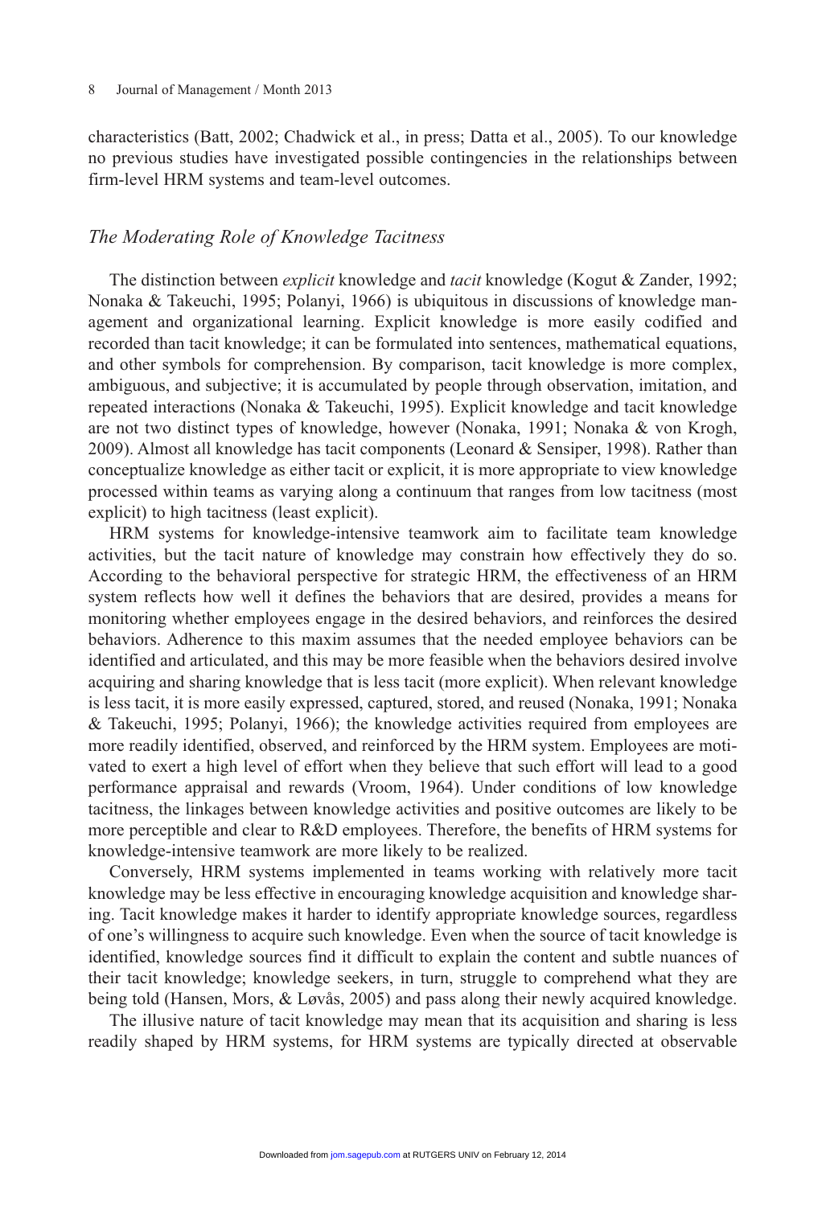characteristics (Batt, 2002; Chadwick et al., in press; Datta et al., 2005). To our knowledge no previous studies have investigated possible contingencies in the relationships between firm-level HRM systems and team-level outcomes.

### *The Moderating Role of Knowledge Tacitness*

The distinction between *explicit* knowledge and *tacit* knowledge (Kogut & Zander, 1992; Nonaka & Takeuchi, 1995; Polanyi, 1966) is ubiquitous in discussions of knowledge management and organizational learning. Explicit knowledge is more easily codified and recorded than tacit knowledge; it can be formulated into sentences, mathematical equations, and other symbols for comprehension. By comparison, tacit knowledge is more complex, ambiguous, and subjective; it is accumulated by people through observation, imitation, and repeated interactions (Nonaka & Takeuchi, 1995). Explicit knowledge and tacit knowledge are not two distinct types of knowledge, however (Nonaka, 1991; Nonaka & von Krogh, 2009). Almost all knowledge has tacit components (Leonard & Sensiper, 1998). Rather than conceptualize knowledge as either tacit or explicit, it is more appropriate to view knowledge processed within teams as varying along a continuum that ranges from low tacitness (most explicit) to high tacitness (least explicit).

HRM systems for knowledge-intensive teamwork aim to facilitate team knowledge activities, but the tacit nature of knowledge may constrain how effectively they do so. According to the behavioral perspective for strategic HRM, the effectiveness of an HRM system reflects how well it defines the behaviors that are desired, provides a means for monitoring whether employees engage in the desired behaviors, and reinforces the desired behaviors. Adherence to this maxim assumes that the needed employee behaviors can be identified and articulated, and this may be more feasible when the behaviors desired involve acquiring and sharing knowledge that is less tacit (more explicit). When relevant knowledge is less tacit, it is more easily expressed, captured, stored, and reused (Nonaka, 1991; Nonaka & Takeuchi, 1995; Polanyi, 1966); the knowledge activities required from employees are more readily identified, observed, and reinforced by the HRM system. Employees are motivated to exert a high level of effort when they believe that such effort will lead to a good performance appraisal and rewards (Vroom, 1964). Under conditions of low knowledge tacitness, the linkages between knowledge activities and positive outcomes are likely to be more perceptible and clear to R&D employees. Therefore, the benefits of HRM systems for knowledge-intensive teamwork are more likely to be realized.

Conversely, HRM systems implemented in teams working with relatively more tacit knowledge may be less effective in encouraging knowledge acquisition and knowledge sharing. Tacit knowledge makes it harder to identify appropriate knowledge sources, regardless of one's willingness to acquire such knowledge. Even when the source of tacit knowledge is identified, knowledge sources find it difficult to explain the content and subtle nuances of their tacit knowledge; knowledge seekers, in turn, struggle to comprehend what they are being told (Hansen, Mors, & Løvås, 2005) and pass along their newly acquired knowledge.

The illusive nature of tacit knowledge may mean that its acquisition and sharing is less readily shaped by HRM systems, for HRM systems are typically directed at observable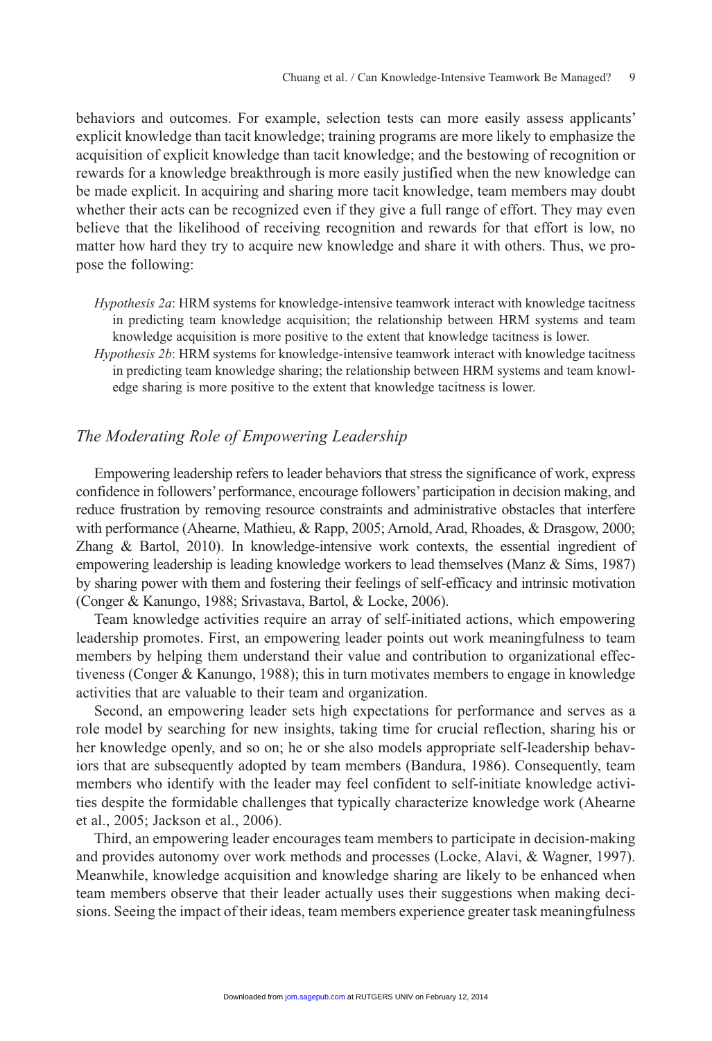behaviors and outcomes. For example, selection tests can more easily assess applicants' explicit knowledge than tacit knowledge; training programs are more likely to emphasize the acquisition of explicit knowledge than tacit knowledge; and the bestowing of recognition or rewards for a knowledge breakthrough is more easily justified when the new knowledge can be made explicit. In acquiring and sharing more tacit knowledge, team members may doubt whether their acts can be recognized even if they give a full range of effort. They may even believe that the likelihood of receiving recognition and rewards for that effort is low, no matter how hard they try to acquire new knowledge and share it with others. Thus, we propose the following:

> *Hypothesis 2a*: HRM systems for knowledge-intensive teamwork interact with knowledge tacitness in predicting team knowledge acquisition; the relationship between HRM systems and team knowledge acquisition is more positive to the extent that knowledge tacitness is lower.
>
> *Hypothesis 2b*: HRM systems for knowledge-intensive teamwork interact with knowledge tacitness in predicting team knowledge sharing; the relationship between HRM systems and team knowledge sharing is more positive to the extent that knowledge tacitness is lower.

### *The Moderating Role of Empowering Leadership*

Empowering leadership refers to leader behaviors that stress the significance of work, express confidence in followers' performance, encourage followers' participation in decision making, and reduce frustration by removing resource constraints and administrative obstacles that interfere with performance (Ahearne, Mathieu, & Rapp, 2005; Arnold, Arad, Rhoades, & Drasgow, 2000; Zhang & Bartol, 2010). In knowledge-intensive work contexts, the essential ingredient of empowering leadership is leading knowledge workers to lead themselves (Manz & Sims, 1987) by sharing power with them and fostering their feelings of self-efficacy and intrinsic motivation (Conger & Kanungo, 1988; Srivastava, Bartol, & Locke, 2006).

Team knowledge activities require an array of self-initiated actions, which empowering leadership promotes. First, an empowering leader points out work meaningfulness to team members by helping them understand their value and contribution to organizational effectiveness (Conger & Kanungo, 1988); this in turn motivates members to engage in knowledge activities that are valuable to their team and organization.

Second, an empowering leader sets high expectations for performance and serves as a role model by searching for new insights, taking time for crucial reflection, sharing his or her knowledge openly, and so on; he or she also models appropriate self-leadership behaviors that are subsequently adopted by team members (Bandura, 1986). Consequently, team members who identify with the leader may feel confident to self-initiate knowledge activities despite the formidable challenges that typically characterize knowledge work (Ahearne et al., 2005; Jackson et al., 2006).

Third, an empowering leader encourages team members to participate in decision-making and provides autonomy over work methods and processes (Locke, Alavi, & Wagner, 1997). Meanwhile, knowledge acquisition and knowledge sharing are likely to be enhanced when team members observe that their leader actually uses their suggestions when making decisions. Seeing the impact of their ideas, team members experience greater task meaningfulness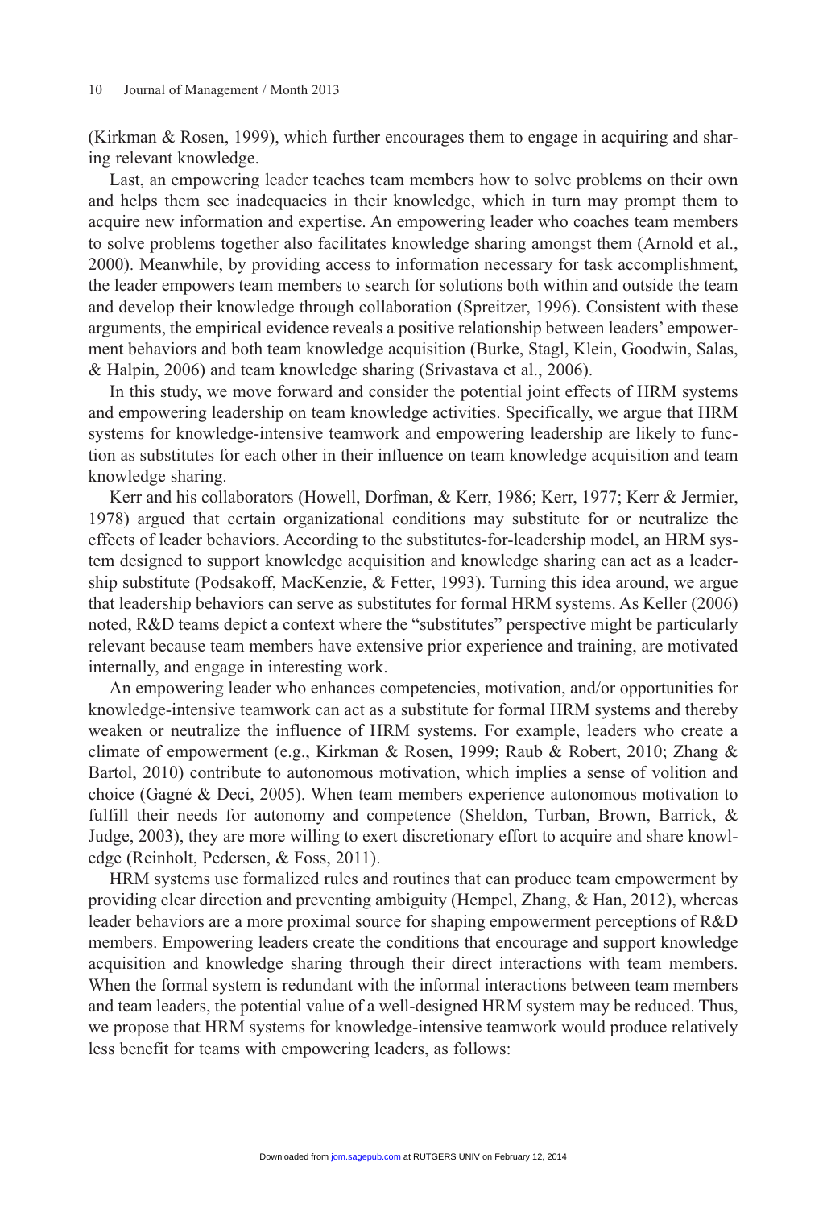(Kirkman & Rosen, 1999), which further encourages them to engage in acquiring and sharing relevant knowledge.

Last, an empowering leader teaches team members how to solve problems on their own and helps them see inadequacies in their knowledge, which in turn may prompt them to acquire new information and expertise. An empowering leader who coaches team members to solve problems together also facilitates knowledge sharing amongst them (Arnold et al., 2000). Meanwhile, by providing access to information necessary for task accomplishment, the leader empowers team members to search for solutions both within and outside the team and develop their knowledge through collaboration (Spreitzer, 1996). Consistent with these arguments, the empirical evidence reveals a positive relationship between leaders' empowerment behaviors and both team knowledge acquisition (Burke, Stagl, Klein, Goodwin, Salas, & Halpin, 2006) and team knowledge sharing (Srivastava et al., 2006).

In this study, we move forward and consider the potential joint effects of HRM systems and empowering leadership on team knowledge activities. Specifically, we argue that HRM systems for knowledge-intensive teamwork and empowering leadership are likely to function as substitutes for each other in their influence on team knowledge acquisition and team knowledge sharing.

Kerr and his collaborators (Howell, Dorfman, & Kerr, 1986; Kerr, 1977; Kerr & Jermier, 1978) argued that certain organizational conditions may substitute for or neutralize the effects of leader behaviors. According to the substitutes-for-leadership model, an HRM system designed to support knowledge acquisition and knowledge sharing can act as a leadership substitute (Podsakoff, MacKenzie, & Fetter, 1993). Turning this idea around, we argue that leadership behaviors can serve as substitutes for formal HRM systems. As Keller (2006) noted, R&D teams depict a context where the "substitutes" perspective might be particularly relevant because team members have extensive prior experience and training, are motivated internally, and engage in interesting work.

An empowering leader who enhances competencies, motivation, and/or opportunities for knowledge-intensive teamwork can act as a substitute for formal HRM systems and thereby weaken or neutralize the influence of HRM systems. For example, leaders who create a climate of empowerment (e.g., Kirkman & Rosen, 1999; Raub & Robert, 2010; Zhang & Bartol, 2010) contribute to autonomous motivation, which implies a sense of volition and choice (Gagné & Deci, 2005). When team members experience autonomous motivation to fulfill their needs for autonomy and competence (Sheldon, Turban, Brown, Barrick, & Judge, 2003), they are more willing to exert discretionary effort to acquire and share knowledge (Reinholt, Pedersen, & Foss, 2011).

HRM systems use formalized rules and routines that can produce team empowerment by providing clear direction and preventing ambiguity (Hempel, Zhang, & Han, 2012), whereas leader behaviors are a more proximal source for shaping empowerment perceptions of R&D members. Empowering leaders create the conditions that encourage and support knowledge acquisition and knowledge sharing through their direct interactions with team members. When the formal system is redundant with the informal interactions between team members and team leaders, the potential value of a well-designed HRM system may be reduced. Thus, we propose that HRM systems for knowledge-intensive teamwork would produce relatively less benefit for teams with empowering leaders, as follows: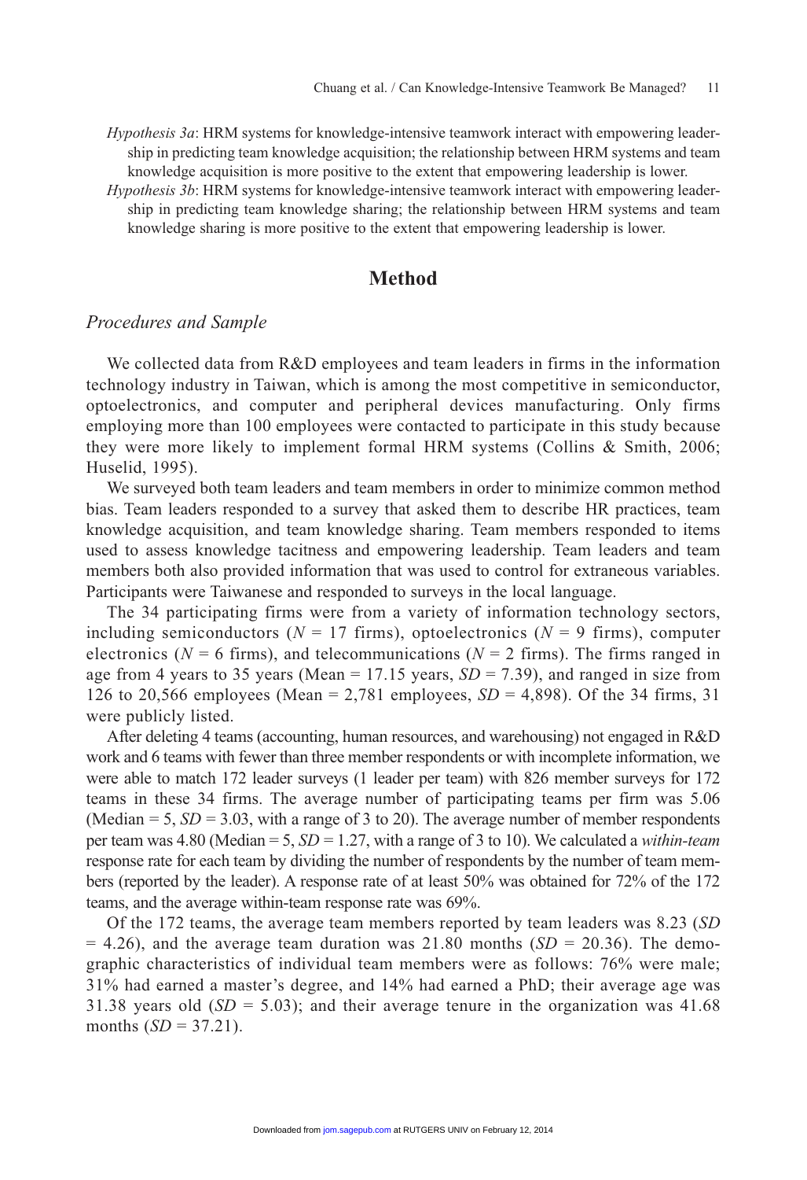*Hypothesis 3a*: HRM systems for knowledge-intensive teamwork interact with empowering leadership in predicting team knowledge acquisition; the relationship between HRM systems and team knowledge acquisition is more positive to the extent that empowering leadership is lower.

*Hypothesis 3b*: HRM systems for knowledge-intensive teamwork interact with empowering leadership in predicting team knowledge sharing; the relationship between HRM systems and team knowledge sharing is more positive to the extent that empowering leadership is lower.

## Method

### *Procedures and Sample*

We collected data from R&D employees and team leaders in firms in the information technology industry in Taiwan, which is among the most competitive in semiconductor, optoelectronics, and computer and peripheral devices manufacturing. Only firms employing more than 100 employees were contacted to participate in this study because they were more likely to implement formal HRM systems (Collins & Smith, 2006; Huselid, 1995).

We surveyed both team leaders and team members in order to minimize common method bias. Team leaders responded to a survey that asked them to describe HR practices, team knowledge acquisition, and team knowledge sharing. Team members responded to items used to assess knowledge tacitness and empowering leadership. Team leaders and team members both also provided information that was used to control for extraneous variables. Participants were Taiwanese and responded to surveys in the local language.

The 34 participating firms were from a variety of information technology sectors, including semiconductors ($N$ = 17 firms), optoelectronics ($N$ = 9 firms), computer electronics ($N$ = 6 firms), and telecommunications ($N$ = 2 firms). The firms ranged in age from 4 years to 35 years (Mean = 17.15 years, $SD$ = 7.39), and ranged in size from 126 to 20,566 employees (Mean = 2,781 employees, $SD$ = 4,898). Of the 34 firms, 31 were publicly listed.

After deleting 4 teams (accounting, human resources, and warehousing) not engaged in R&D work and 6 teams with fewer than three member respondents or with incomplete information, we were able to match 172 leader surveys (1 leader per team) with 826 member surveys for 172 teams in these 34 firms. The average number of participating teams per firm was 5.06 (Median = 5, $SD$ = 3.03, with a range of 3 to 20). The average number of member respondents per team was 4.80 (Median = 5, $SD$ = 1.27, with a range of 3 to 10). We calculated a *within-team* response rate for each team by dividing the number of respondents by the number of team members (reported by the leader). A response rate of at least 50% was obtained for 72% of the 172 teams, and the average within-team response rate was 69%.

Of the 172 teams, the average team members reported by team leaders was 8.23 ($SD$ = 4.26), and the average team duration was 21.80 months ($SD$ = 20.36). The demographic characteristics of individual team members were as follows: 76% were male; 31% had earned a master's degree, and 14% had earned a PhD; their average age was 31.38 years old ($SD$ = 5.03); and their average tenure in the organization was 41.68 months ($SD$ = 37.21).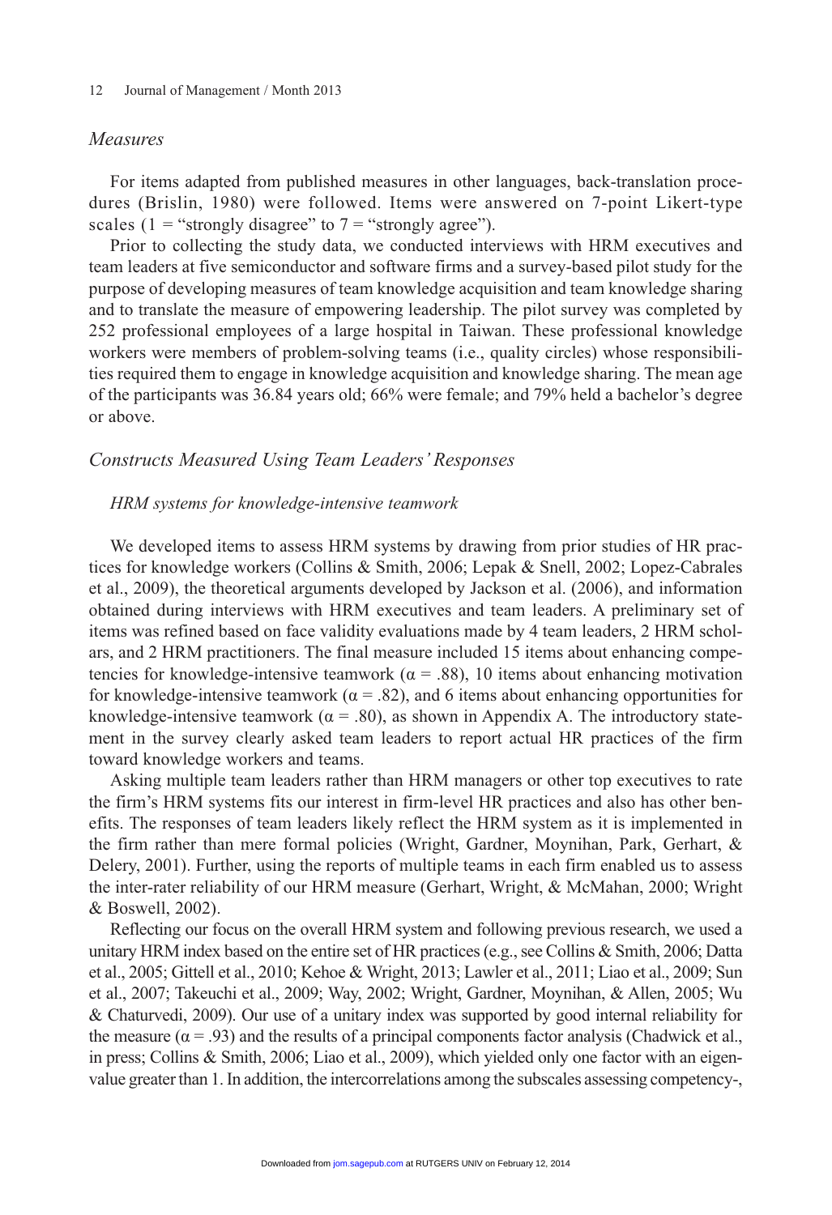## *Measures*

For items adapted from published measures in other languages, back-translation procedures (Brislin, 1980) were followed. Items were answered on 7-point Likert-type scales (1 = "strongly disagree" to 7 = "strongly agree").

Prior to collecting the study data, we conducted interviews with HRM executives and team leaders at five semiconductor and software firms and a survey-based pilot study for the purpose of developing measures of team knowledge acquisition and team knowledge sharing and to translate the measure of empowering leadership. The pilot survey was completed by 252 professional employees of a large hospital in Taiwan. These professional knowledge workers were members of problem-solving teams (i.e., quality circles) whose responsibilities required them to engage in knowledge acquisition and knowledge sharing. The mean age of the participants was 36.84 years old; 66% were female; and 79% held a bachelor's degree or above.

## *Constructs Measured Using Team Leaders' Responses*

### *HRM systems for knowledge-intensive teamwork*

We developed items to assess HRM systems by drawing from prior studies of HR practices for knowledge workers (Collins & Smith, 2006; Lepak & Snell, 2002; Lopez-Cabrales et al., 2009), the theoretical arguments developed by Jackson et al. (2006), and information obtained during interviews with HRM executives and team leaders. A preliminary set of items was refined based on face validity evaluations made by 4 team leaders, 2 HRM scholars, and 2 HRM practitioners. The final measure included 15 items about enhancing competencies for knowledge-intensive teamwork ($\alpha = .88$), 10 items about enhancing motivation for knowledge-intensive teamwork ($\alpha = .82$), and 6 items about enhancing opportunities for knowledge-intensive teamwork ($\alpha = .80$), as shown in Appendix A. The introductory statement in the survey clearly asked team leaders to report actual HR practices of the firm toward knowledge workers and teams.

Asking multiple team leaders rather than HRM managers or other top executives to rate the firm's HRM systems fits our interest in firm-level HR practices and also has other benefits. The responses of team leaders likely reflect the HRM system as it is implemented in the firm rather than mere formal policies (Wright, Gardner, Moynihan, Park, Gerhart, & Delery, 2001). Further, using the reports of multiple teams in each firm enabled us to assess the inter-rater reliability of our HRM measure (Gerhart, Wright, & McMahan, 2000; Wright & Boswell, 2002).

Reflecting our focus on the overall HRM system and following previous research, we used a unitary HRM index based on the entire set of HR practices (e.g., see Collins & Smith, 2006; Datta et al., 2005; Gittell et al., 2010; Kehoe & Wright, 2013; Lawler et al., 2011; Liao et al., 2009; Sun et al., 2007; Takeuchi et al., 2009; Way, 2002; Wright, Gardner, Moynihan, & Allen, 2005; Wu & Chaturvedi, 2009). Our use of a unitary index was supported by good internal reliability for the measure ($\alpha = .93$) and the results of a principal components factor analysis (Chadwick et al., in press; Collins & Smith, 2006; Liao et al., 2009), which yielded only one factor with an eigenvalue greater than 1. In addition, the intercorrelations among the subscales assessing competency-,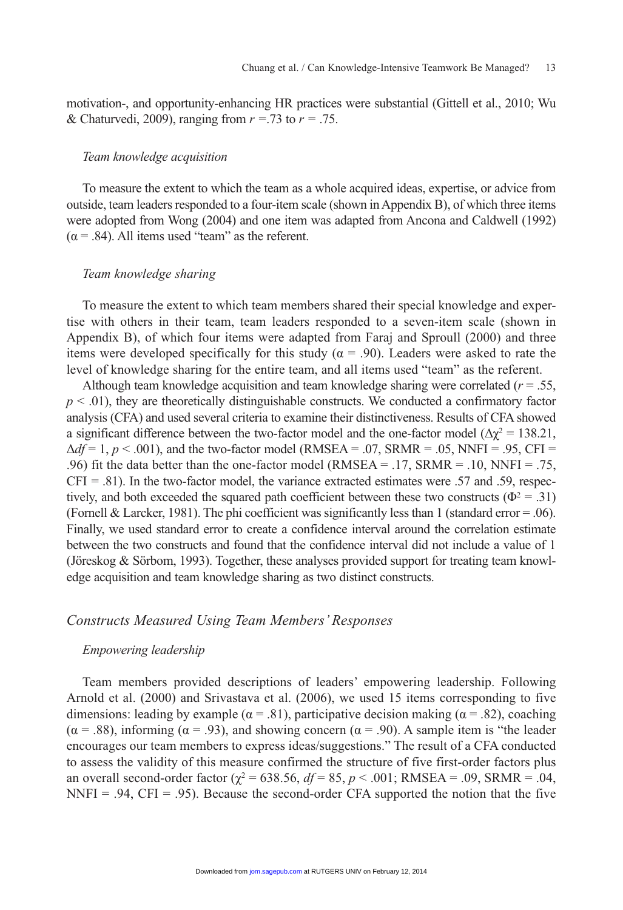motivation-, and opportunity-enhancing HR practices were substantial (Gittell et al., 2010; Wu & Chaturvedi, 2009), ranging from $r = .73$ to $r = .75$.

#### *Team knowledge acquisition*

To measure the extent to which the team as a whole acquired ideas, expertise, or advice from outside, team leaders responded to a four-item scale (shown in Appendix B), of which three items were adopted from Wong (2004) and one item was adapted from Ancona and Caldwell (1992) ($\alpha = .84$). All items used "team" as the referent.

#### *Team knowledge sharing*

To measure the extent to which team members shared their special knowledge and expertise with others in their team, team leaders responded to a seven-item scale (shown in Appendix B), of which four items were adapted from Faraj and Sproull (2000) and three items were developed specifically for this study ($\alpha = .90$). Leaders were asked to rate the level of knowledge sharing for the entire team, and all items used "team" as the referent.

Although team knowledge acquisition and team knowledge sharing were correlated ($r = .55$, $p < .01$), they are theoretically distinguishable constructs. We conducted a confirmatory factor analysis (CFA) and used several criteria to examine their distinctiveness. Results of CFA showed a significant difference between the two-factor model and the one-factor model ($\Delta\chi^2 = 138.21$, $\Delta df = 1$, $p < .001$), and the two-factor model (RMSEA = .07, SRMR = .05, NNFI = .95, CFI = .96) fit the data better than the one-factor model (RMSEA = .17, SRMR = .10, NNFI = .75, CFI = .81). In the two-factor model, the variance extracted estimates were .57 and .59, respectively, and both exceeded the squared path coefficient between these two constructs ($\Phi^2 = .31$) (Fornell & Larcker, 1981). The phi coefficient was significantly less than 1 (standard error = .06). Finally, we used standard error to create a confidence interval around the correlation estimate between the two constructs and found that the confidence interval did not include a value of 1 (Jöreskog & Sörbom, 1993). Together, these analyses provided support for treating team knowledge acquisition and team knowledge sharing as two distinct constructs.

### *Constructs Measured Using Team Members' Responses*

#### *Empowering leadership*

Team members provided descriptions of leaders' empowering leadership. Following Arnold et al. (2000) and Srivastava et al. (2006), we used 15 items corresponding to five dimensions: leading by example ($\alpha = .81$), participative decision making ($\alpha = .82$), coaching ($\alpha = .88$), informing ($\alpha = .93$), and showing concern ($\alpha = .90$). A sample item is "the leader encourages our team members to express ideas/suggestions." The result of a CFA conducted to assess the validity of this measure confirmed the structure of five first-order factors plus an overall second-order factor ($\chi^2 = 638.56$, $df = 85$, $p < .001$; RMSEA = .09, SRMR = .04, NNFI = .94, CFI = .95). Because the second-order CFA supported the notion that the five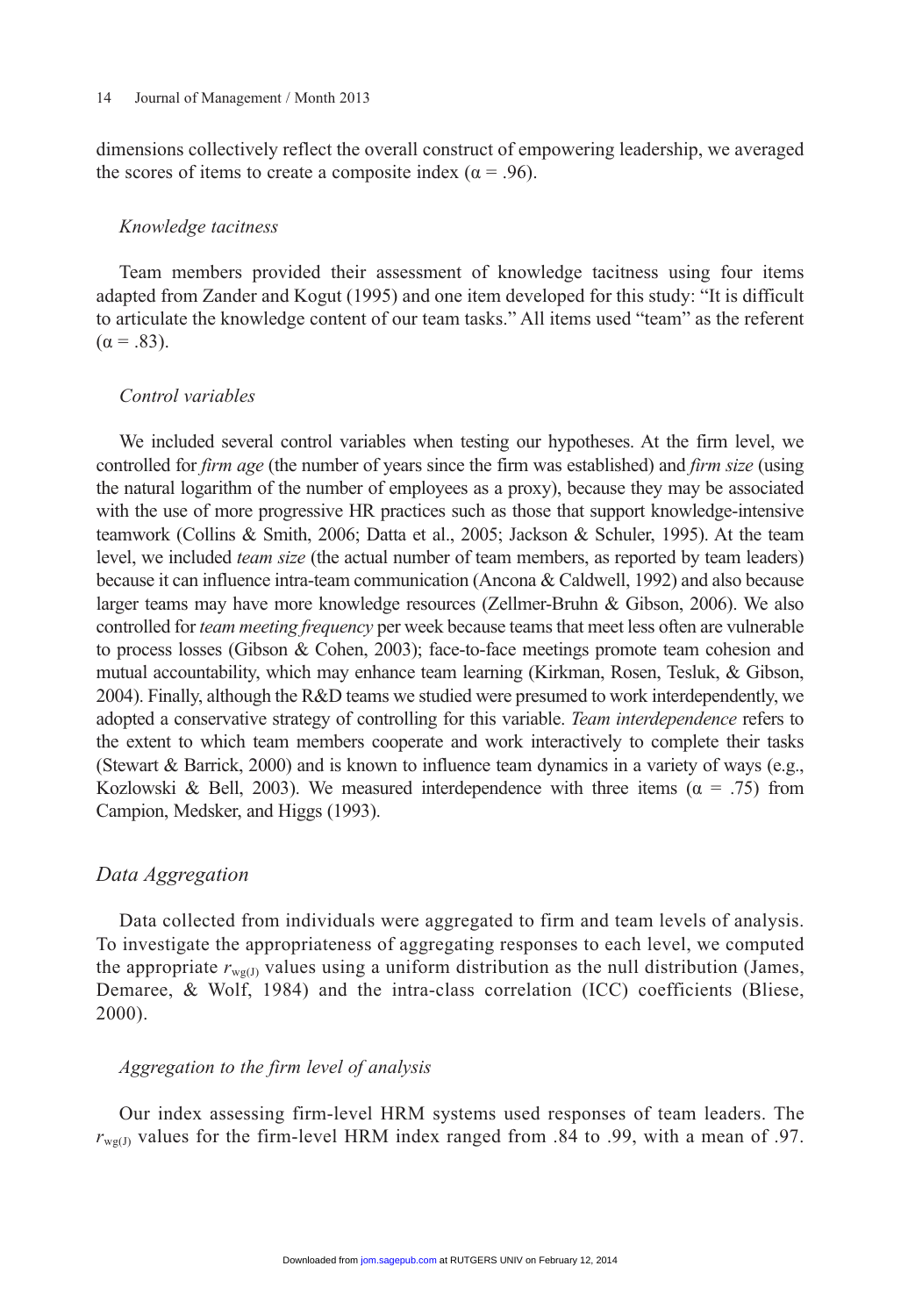dimensions collectively reflect the overall construct of empowering leadership, we averaged the scores of items to create a composite index ($\alpha = .96$).

### *Knowledge tacitness*

Team members provided their assessment of knowledge tacitness using four items adapted from Zander and Kogut (1995) and one item developed for this study: "It is difficult to articulate the knowledge content of our team tasks." All items used "team" as the referent ($\alpha = .83$).

### *Control variables*

We included several control variables when testing our hypotheses. At the firm level, we controlled for *firm age* (the number of years since the firm was established) and *firm size* (using the natural logarithm of the number of employees as a proxy), because they may be associated with the use of more progressive HR practices such as those that support knowledge-intensive teamwork (Collins & Smith, 2006; Datta et al., 2005; Jackson & Schuler, 1995). At the team level, we included *team size* (the actual number of team members, as reported by team leaders) because it can influence intra-team communication (Ancona & Caldwell, 1992) and also because larger teams may have more knowledge resources (Zellmer-Bruhn & Gibson, 2006). We also controlled for *team meeting frequency* per week because teams that meet less often are vulnerable to process losses (Gibson & Cohen, 2003); face-to-face meetings promote team cohesion and mutual accountability, which may enhance team learning (Kirkman, Rosen, Tesluk, & Gibson, 2004). Finally, although the R&D teams we studied were presumed to work interdependently, we adopted a conservative strategy of controlling for this variable. *Team interdependence* refers to the extent to which team members cooperate and work interactively to complete their tasks (Stewart & Barrick, 2000) and is known to influence team dynamics in a variety of ways (e.g., Kozlowski & Bell, 2003). We measured interdependence with three items ($\alpha = .75$) from Campion, Medsker, and Higgs (1993).

## *Data Aggregation*

Data collected from individuals were aggregated to firm and team levels of analysis. To investigate the appropriateness of aggregating responses to each level, we computed the appropriate $r_{wg(J)}$ values using a uniform distribution as the null distribution (James, Demaree, & Wolf, 1984) and the intra-class correlation (ICC) coefficients (Bliese, 2000).

### *Aggregation to the firm level of analysis*

Our index assessing firm-level HRM systems used responses of team leaders. The $r_{wg(J)}$ values for the firm-level HRM index ranged from .84 to .99, with a mean of .97.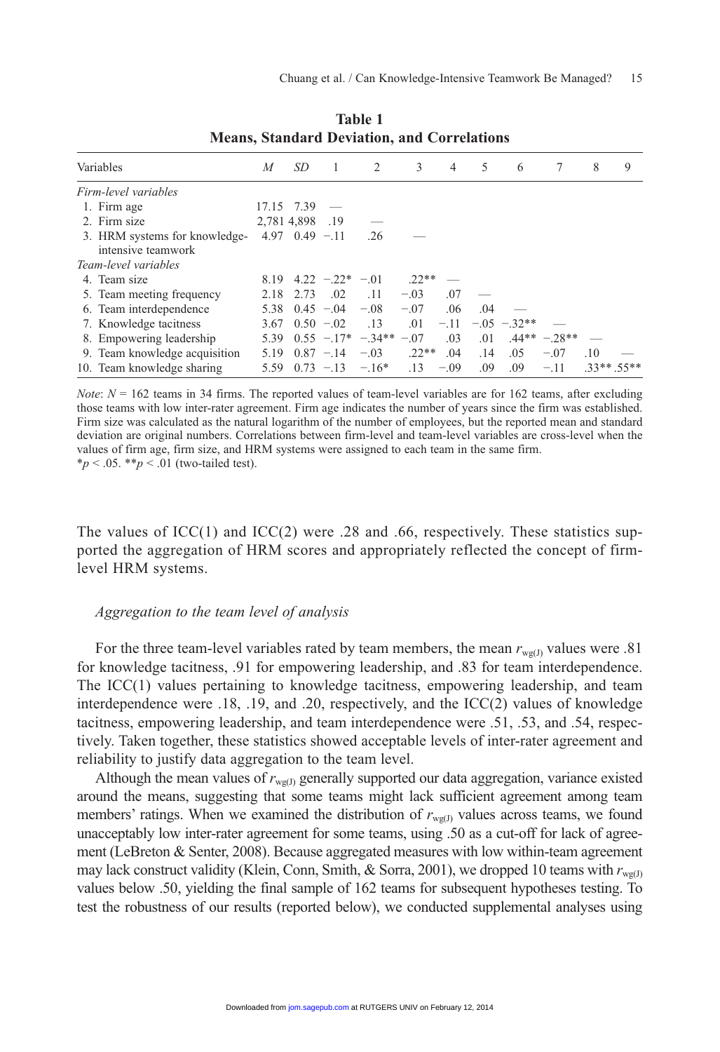**Table 1**
**Means, Standard Deviation, and Correlations**

| Variables | *M* | *SD* | 1 | 2 | 3 | 4 | 5 | 6 | 7 | 8 | 9 |
|---|---|---|---|---|---|---|---|---|---|---|---|
| *Firm-level variables* | | | | | | | | | | | |
| 1. Firm age | 17.15 | 7.39 | — | | | | | | | | |
| 2. Firm size | 2,781 | 4,898 | .19 | — | | | | | | | |
| 3. HRM systems for knowledge-intensive teamwork | 4.97 | 0.49 | −.11 | .26 | — | | | | | | |
| *Team-level variables* | | | | | | | | | | | |
| 4. Team size | 8.19 | 4.22 | −.22* | −.01 | .22** | — | | | | | |
| 5. Team meeting frequency | 2.18 | 2.73 | .02 | .11 | −.03 | .07 | — | | | | |
| 6. Team interdependence | 5.38 | 0.45 | −.04 | −.08 | −.07 | .06 | .04 | — | | | |
| 7. Knowledge tacitness | 3.67 | 0.50 | −.02 | .13 | .01 | −.11 | −.05 | −.32** | — | | |
| 8. Empowering leadership | 5.39 | 0.55 | −.17* | −.34** | −.07 | .03 | .01 | .44** | −.28** | — | |
| 9. Team knowledge acquisition | 5.19 | 0.87 | −.14 | −.03 | .22** | .04 | .14 | .05 | −.07 | .10 | — |
| 10. Team knowledge sharing | 5.59 | 0.73 | −.13 | −.16* | .13 | −.09 | .09 | .09 | −.11 | .33** | .55** |

*Note*: $N = 162$ teams in 34 firms. The reported values of team-level variables are for 162 teams, after excluding those teams with low inter-rater agreement. Firm age indicates the number of years since the firm was established. Firm size was calculated as the natural logarithm of the number of employees, but the reported mean and standard deviation are original numbers. Correlations between firm-level and team-level variables are cross-level when the values of firm age, firm size, and HRM systems were assigned to each team in the same firm.
$^{*}p < .05$. $^{**}p < .01$ (two-tailed test).

The values of ICC(1) and ICC(2) were .28 and .66, respectively. These statistics supported the aggregation of HRM scores and appropriately reflected the concept of firm-level HRM systems.

*Aggregation to the team level of analysis*

For the three team-level variables rated by team members, the mean $r_{wg(J)}$ values were .81 for knowledge tacitness, .91 for empowering leadership, and .83 for team interdependence. The ICC(1) values pertaining to knowledge tacitness, empowering leadership, and team interdependence were .18, .19, and .20, respectively, and the ICC(2) values of knowledge tacitness, empowering leadership, and team interdependence were .51, .53, and .54, respectively. Taken together, these statistics showed acceptable levels of inter-rater agreement and reliability to justify data aggregation to the team level.

Although the mean values of $r_{wg(J)}$ generally supported our data aggregation, variance existed around the means, suggesting that some teams might lack sufficient agreement among team members' ratings. When we examined the distribution of $r_{wg(J)}$ values across teams, we found unacceptably low inter-rater agreement for some teams, using .50 as a cut-off for lack of agreement (LeBreton & Senter, 2008). Because aggregated measures with low within-team agreement may lack construct validity (Klein, Conn, Smith, & Sorra, 2001), we dropped 10 teams with $r_{wg(J)}$ values below .50, yielding the final sample of 162 teams for subsequent hypotheses testing. To test the robustness of our results (reported below), we conducted supplemental analyses using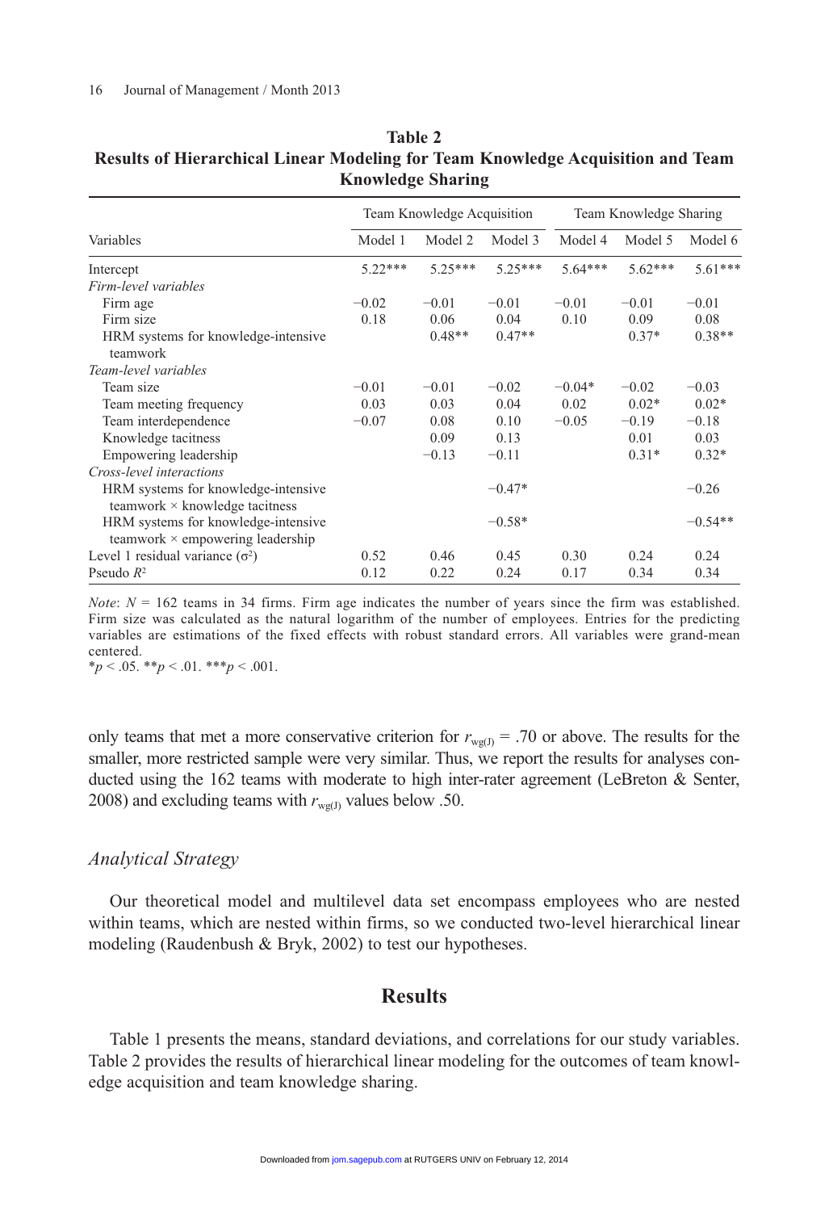**Table 2**
**Results of Hierarchical Linear Modeling for Team Knowledge Acquisition and Team Knowledge Sharing**

| Variables | Team Knowledge Acquisition | | | Team Knowledge Sharing | | |
|---|---|---|---|---|---|---|
| | Model 1 | Model 2 | Model 3 | Model 4 | Model 5 | Model 6 |
| Intercept | 5.22*** | 5.25*** | 5.25*** | 5.64*** | 5.62*** | 5.61*** |
| *Firm-level variables* | | | | | | |
| Firm age | −0.02 | −0.01 | −0.01 | −0.01 | −0.01 | −0.01 |
| Firm size | 0.18 | 0.06 | 0.04 | 0.10 | 0.09 | 0.08 |
| HRM systems for knowledge-intensive teamwork | | 0.48** | 0.47** | | 0.37* | 0.38** |
| *Team-level variables* | | | | | | |
| Team size | −0.01 | −0.01 | −0.02 | −0.04* | −0.02 | −0.03 |
| Team meeting frequency | 0.03 | 0.03 | 0.04 | 0.02 | 0.02* | 0.02* |
| Team interdependence | −0.07 | 0.08 | 0.10 | −0.05 | −0.19 | −0.18 |
| Knowledge tacitness | | 0.09 | 0.13 | | 0.01 | 0.03 |
| Empowering leadership | | −0.13 | −0.11 | | 0.31* | 0.32* |
| *Cross-level interactions* | | | | | | |
| HRM systems for knowledge-intensive teamwork × knowledge tacitness | | | −0.47* | | | −0.26 |
| HRM systems for knowledge-intensive teamwork × empowering leadership | | | −0.58* | | | −0.54** |
| Level 1 residual variance ($\sigma^2$) | 0.52 | 0.46 | 0.45 | 0.30 | 0.24 | 0.24 |
| Pseudo $R^2$ | 0.12 | 0.22 | 0.24 | 0.17 | 0.34 | 0.34 |

*Note*: $N$ = 162 teams in 34 firms. Firm age indicates the number of years since the firm was established. Firm size was calculated as the natural logarithm of the number of employees. Entries for the predicting variables are estimations of the fixed effects with robust standard errors. All variables were grand-mean centered.

*$p < .05$. **$p < .01$. ***$p < .001$.

only teams that met a more conservative criterion for $r_{wg(J)}$ = .70 or above. The results for the smaller, more restricted sample were very similar. Thus, we report the results for analyses conducted using the 162 teams with moderate to high inter-rater agreement (LeBreton & Senter, 2008) and excluding teams with $r_{wg(J)}$ values below .50.

### *Analytical Strategy*

Our theoretical model and multilevel data set encompass employees who are nested within teams, which are nested within firms, so we conducted two-level hierarchical linear modeling (Raudenbush & Bryk, 2002) to test our hypotheses.

## Results

Table 1 presents the means, standard deviations, and correlations for our study variables. Table 2 provides the results of hierarchical linear modeling for the outcomes of team knowledge acquisition and team knowledge sharing.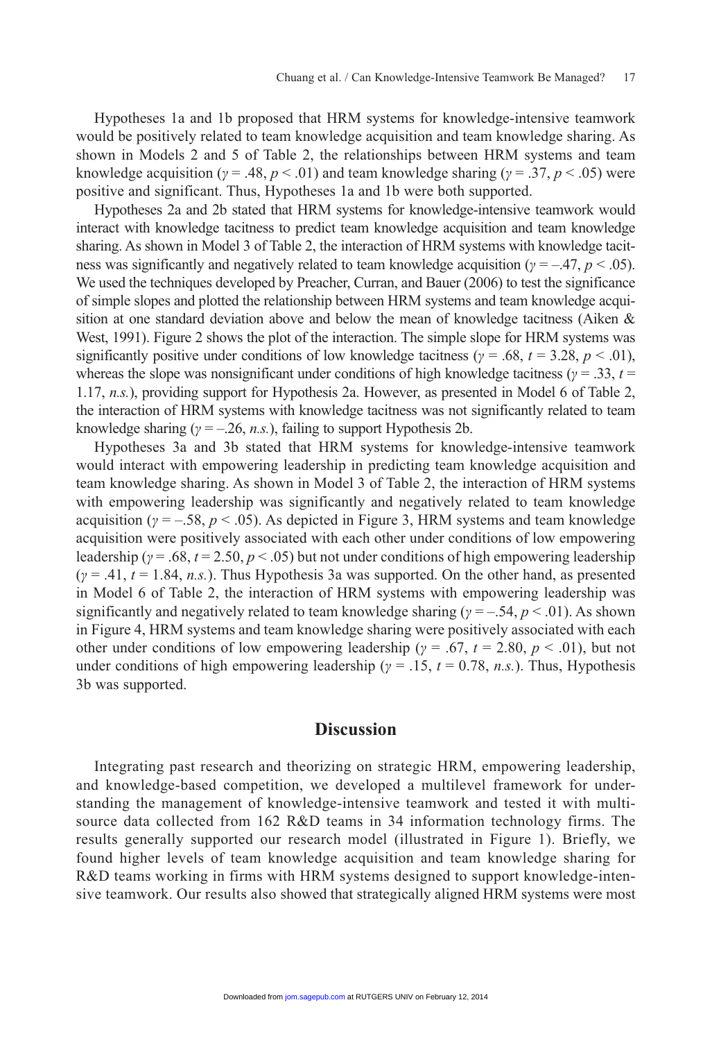Hypotheses 1a and 1b proposed that HRM systems for knowledge-intensive teamwork would be positively related to team knowledge acquisition and team knowledge sharing. As shown in Models 2 and 5 of Table 2, the relationships between HRM systems and team knowledge acquisition ($\gamma = .48$, $p < .01$) and team knowledge sharing ($\gamma = .37$, $p < .05$) were positive and significant. Thus, Hypotheses 1a and 1b were both supported.

Hypotheses 2a and 2b stated that HRM systems for knowledge-intensive teamwork would interact with knowledge tacitness to predict team knowledge acquisition and team knowledge sharing. As shown in Model 3 of Table 2, the interaction of HRM systems with knowledge tacitness was significantly and negatively related to team knowledge acquisition ($\gamma = -.47$, $p < .05$). We used the techniques developed by Preacher, Curran, and Bauer (2006) to test the significance of simple slopes and plotted the relationship between HRM systems and team knowledge acquisition at one standard deviation above and below the mean of knowledge tacitness (Aiken & West, 1991). Figure 2 shows the plot of the interaction. The simple slope for HRM systems was significantly positive under conditions of low knowledge tacitness ($\gamma = .68$, $t = 3.28$, $p < .01$), whereas the slope was nonsignificant under conditions of high knowledge tacitness ($\gamma = .33$, $t = 1.17$, *n.s.*), providing support for Hypothesis 2a. However, as presented in Model 6 of Table 2, the interaction of HRM systems with knowledge tacitness was not significantly related to team knowledge sharing ($\gamma = -.26$, *n.s.*), failing to support Hypothesis 2b.

Hypotheses 3a and 3b stated that HRM systems for knowledge-intensive teamwork would interact with empowering leadership in predicting team knowledge acquisition and team knowledge sharing. As shown in Model 3 of Table 2, the interaction of HRM systems with empowering leadership was significantly and negatively related to team knowledge acquisition ($\gamma = -.58$, $p < .05$). As depicted in Figure 3, HRM systems and team knowledge acquisition were positively associated with each other under conditions of low empowering leadership ($\gamma = .68$, $t = 2.50$, $p < .05$) but not under conditions of high empowering leadership ($\gamma = .41$, $t = 1.84$, *n.s.*). Thus Hypothesis 3a was supported. On the other hand, as presented in Model 6 of Table 2, the interaction of HRM systems with empowering leadership was significantly and negatively related to team knowledge sharing ($\gamma = -.54$, $p < .01$). As shown in Figure 4, HRM systems and team knowledge sharing were positively associated with each other under conditions of low empowering leadership ($\gamma = .67$, $t = 2.80$, $p < .01$), but not under conditions of high empowering leadership ($\gamma = .15$, $t = 0.78$, *n.s.*). Thus, Hypothesis 3b was supported.

## Discussion

Integrating past research and theorizing on strategic HRM, empowering leadership, and knowledge-based competition, we developed a multilevel framework for understanding the management of knowledge-intensive teamwork and tested it with multi-source data collected from 162 R&D teams in 34 information technology firms. The results generally supported our research model (illustrated in Figure 1). Briefly, we found higher levels of team knowledge acquisition and team knowledge sharing for R&D teams working in firms with HRM systems designed to support knowledge-intensive teamwork. Our results also showed that strategically aligned HRM systems were most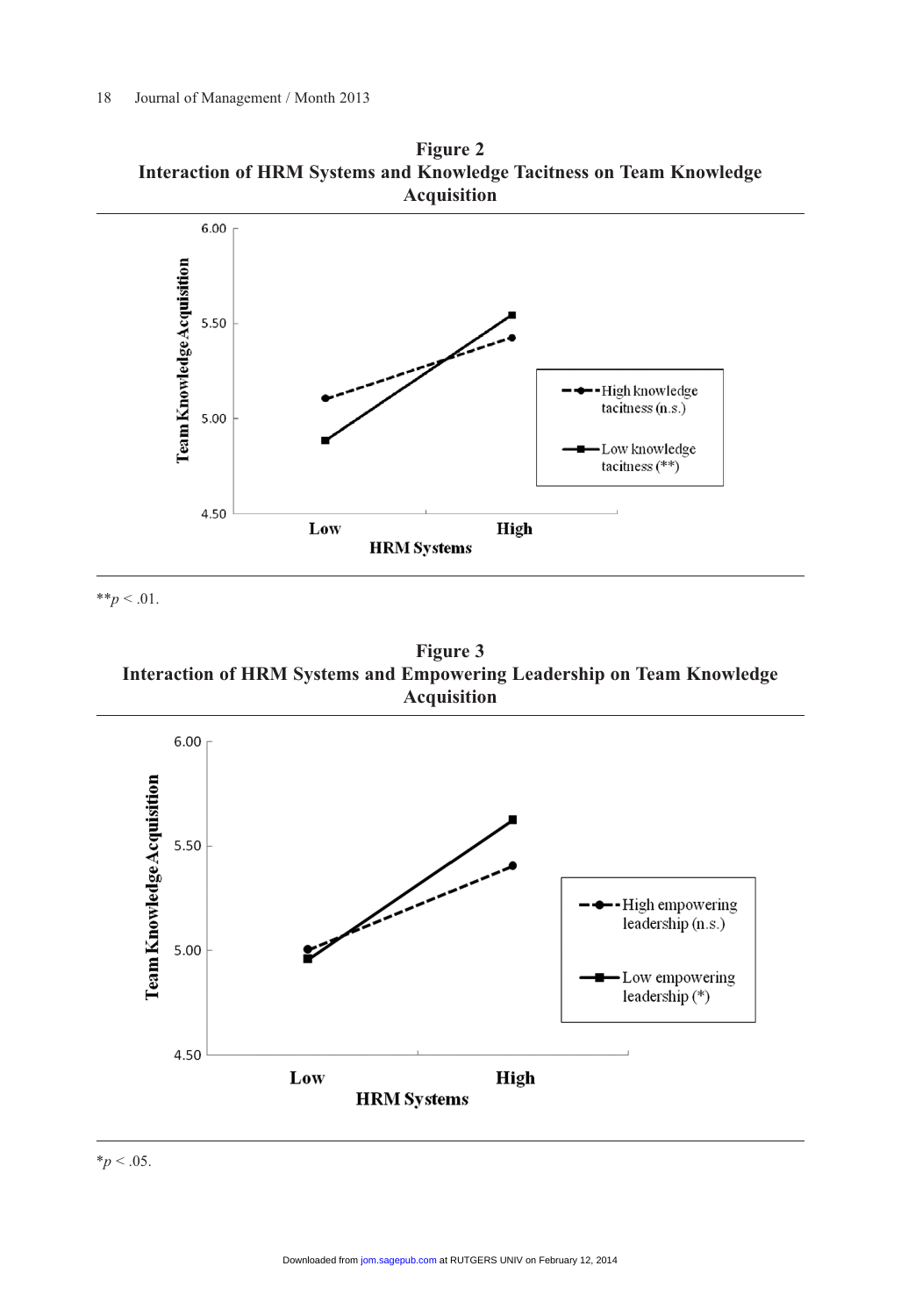**Figure 2**
**Interaction of HRM Systems and Knowledge Tacitness on Team Knowledge Acquisition**

Team Knowledge Acquisition

6.00

5.50

5.00

4.50

Low High

HRM Systems

High knowledge tacitness (n.s.)

Low knowledge tacitness (**)

**$p < .01$.

**Figure 3**
**Interaction of HRM Systems and Empowering Leadership on Team Knowledge Acquisition**

Team Knowledge Acquisition

6.00

5.50

5.00

4.50

Low High

HRM Systems

High empowering leadership (n.s.)

Low empowering leadership (*)

*$p < .05$.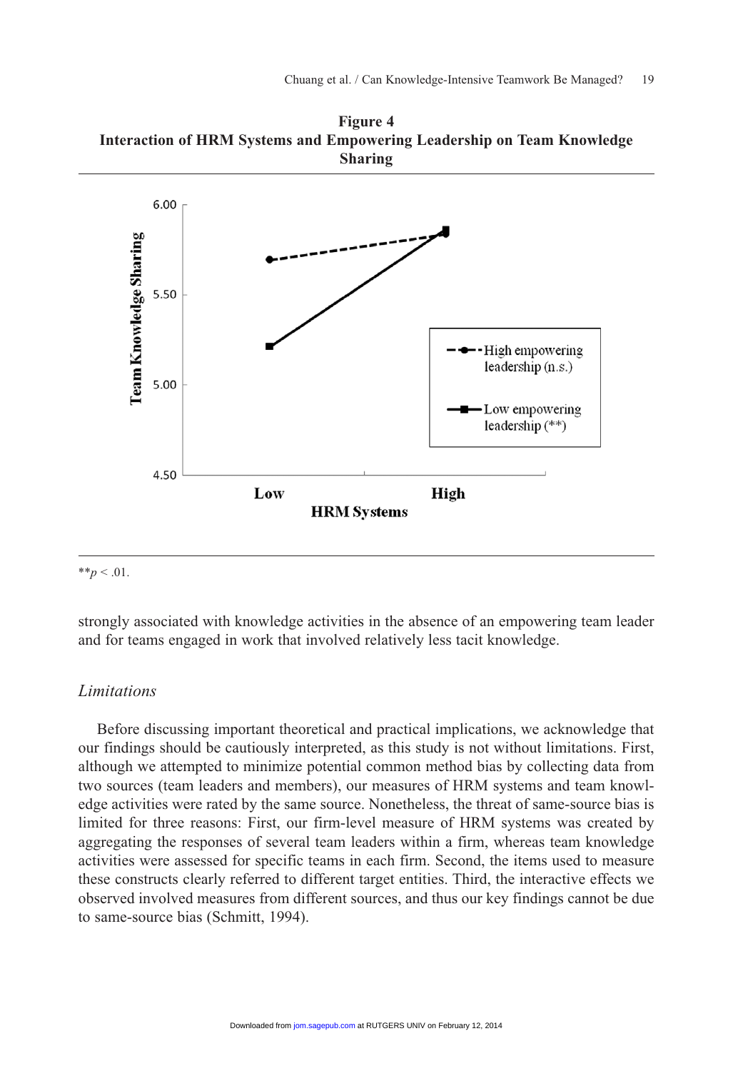**Figure 4**
**Interaction of HRM Systems and Empowering Leadership on Team Knowledge Sharing**

$^{**}p < .01$.

strongly associated with knowledge activities in the absence of an empowering team leader and for teams engaged in work that involved relatively less tacit knowledge.

## *Limitations*

Before discussing important theoretical and practical implications, we acknowledge that our findings should be cautiously interpreted, as this study is not without limitations. First, although we attempted to minimize potential common method bias by collecting data from two sources (team leaders and members), our measures of HRM systems and team knowledge activities were rated by the same source. Nonetheless, the threat of same-source bias is limited for three reasons: First, our firm-level measure of HRM systems was created by aggregating the responses of several team leaders within a firm, whereas team knowledge activities were assessed for specific teams in each firm. Second, the items used to measure these constructs clearly referred to different target entities. Third, the interactive effects we observed involved measures from different sources, and thus our key findings cannot be due to same-source bias (Schmitt, 1994).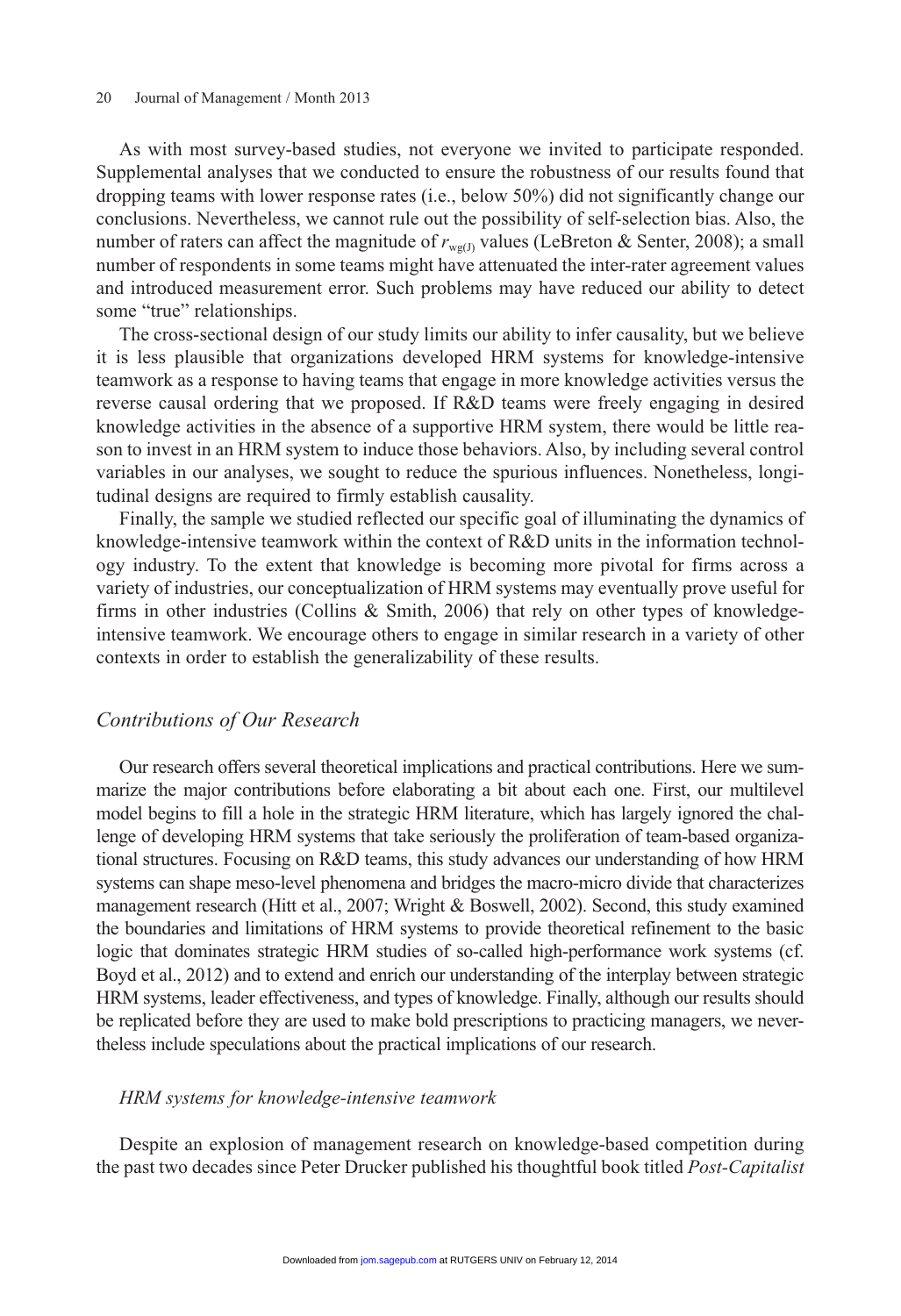As with most survey-based studies, not everyone we invited to participate responded. Supplemental analyses that we conducted to ensure the robustness of our results found that dropping teams with lower response rates (i.e., below 50%) did not significantly change our conclusions. Nevertheless, we cannot rule out the possibility of self-selection bias. Also, the number of raters can affect the magnitude of $r_{wg(J)}$ values (LeBreton & Senter, 2008); a small number of respondents in some teams might have attenuated the inter-rater agreement values and introduced measurement error. Such problems may have reduced our ability to detect some "true" relationships.

The cross-sectional design of our study limits our ability to infer causality, but we believe it is less plausible that organizations developed HRM systems for knowledge-intensive teamwork as a response to having teams that engage in more knowledge activities versus the reverse causal ordering that we proposed. If R&D teams were freely engaging in desired knowledge activities in the absence of a supportive HRM system, there would be little reason to invest in an HRM system to induce those behaviors. Also, by including several control variables in our analyses, we sought to reduce the spurious influences. Nonetheless, longitudinal designs are required to firmly establish causality.

Finally, the sample we studied reflected our specific goal of illuminating the dynamics of knowledge-intensive teamwork within the context of R&D units in the information technology industry. To the extent that knowledge is becoming more pivotal for firms across a variety of industries, our conceptualization of HRM systems may eventually prove useful for firms in other industries (Collins & Smith, 2006) that rely on other types of knowledge-intensive teamwork. We encourage others to engage in similar research in a variety of other contexts in order to establish the generalizability of these results.

## *Contributions of Our Research*

Our research offers several theoretical implications and practical contributions. Here we summarize the major contributions before elaborating a bit about each one. First, our multilevel model begins to fill a hole in the strategic HRM literature, which has largely ignored the challenge of developing HRM systems that take seriously the proliferation of team-based organizational structures. Focusing on R&D teams, this study advances our understanding of how HRM systems can shape meso-level phenomena and bridges the macro-micro divide that characterizes management research (Hitt et al., 2007; Wright & Boswell, 2002). Second, this study examined the boundaries and limitations of HRM systems to provide theoretical refinement to the basic logic that dominates strategic HRM studies of so-called high-performance work systems (cf. Boyd et al., 2012) and to extend and enrich our understanding of the interplay between strategic HRM systems, leader effectiveness, and types of knowledge. Finally, although our results should be replicated before they are used to make bold prescriptions to practicing managers, we nevertheless include speculations about the practical implications of our research.

### *HRM systems for knowledge-intensive teamwork*

Despite an explosion of management research on knowledge-based competition during the past two decades since Peter Drucker published his thoughtful book titled *Post-Capitalist*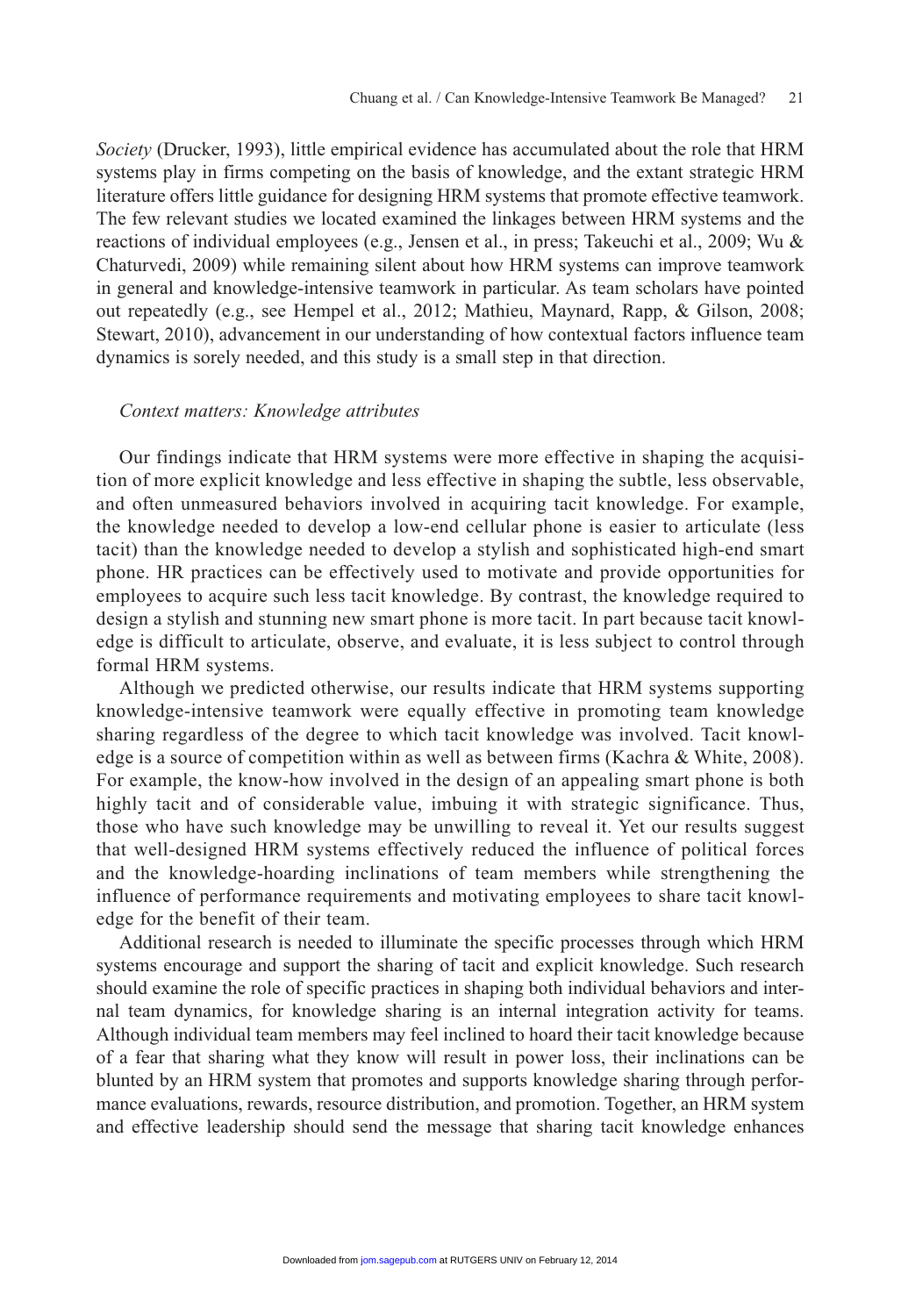*Society* (Drucker, 1993), little empirical evidence has accumulated about the role that HRM systems play in firms competing on the basis of knowledge, and the extant strategic HRM literature offers little guidance for designing HRM systems that promote effective teamwork. The few relevant studies we located examined the linkages between HRM systems and the reactions of individual employees (e.g., Jensen et al., in press; Takeuchi et al., 2009; Wu & Chaturvedi, 2009) while remaining silent about how HRM systems can improve teamwork in general and knowledge-intensive teamwork in particular. As team scholars have pointed out repeatedly (e.g., see Hempel et al., 2012; Mathieu, Maynard, Rapp, & Gilson, 2008; Stewart, 2010), advancement in our understanding of how contextual factors influence team dynamics is sorely needed, and this study is a small step in that direction.

### *Context matters: Knowledge attributes*

Our findings indicate that HRM systems were more effective in shaping the acquisition of more explicit knowledge and less effective in shaping the subtle, less observable, and often unmeasured behaviors involved in acquiring tacit knowledge. For example, the knowledge needed to develop a low-end cellular phone is easier to articulate (less tacit) than the knowledge needed to develop a stylish and sophisticated high-end smart phone. HR practices can be effectively used to motivate and provide opportunities for employees to acquire such less tacit knowledge. By contrast, the knowledge required to design a stylish and stunning new smart phone is more tacit. In part because tacit knowledge is difficult to articulate, observe, and evaluate, it is less subject to control through formal HRM systems.

Although we predicted otherwise, our results indicate that HRM systems supporting knowledge-intensive teamwork were equally effective in promoting team knowledge sharing regardless of the degree to which tacit knowledge was involved. Tacit knowledge is a source of competition within as well as between firms (Kachra & White, 2008). For example, the know-how involved in the design of an appealing smart phone is both highly tacit and of considerable value, imbuing it with strategic significance. Thus, those who have such knowledge may be unwilling to reveal it. Yet our results suggest that well-designed HRM systems effectively reduced the influence of political forces and the knowledge-hoarding inclinations of team members while strengthening the influence of performance requirements and motivating employees to share tacit knowledge for the benefit of their team.

Additional research is needed to illuminate the specific processes through which HRM systems encourage and support the sharing of tacit and explicit knowledge. Such research should examine the role of specific practices in shaping both individual behaviors and internal team dynamics, for knowledge sharing is an internal integration activity for teams. Although individual team members may feel inclined to hoard their tacit knowledge because of a fear that sharing what they know will result in power loss, their inclinations can be blunted by an HRM system that promotes and supports knowledge sharing through performance evaluations, rewards, resource distribution, and promotion. Together, an HRM system and effective leadership should send the message that sharing tacit knowledge enhances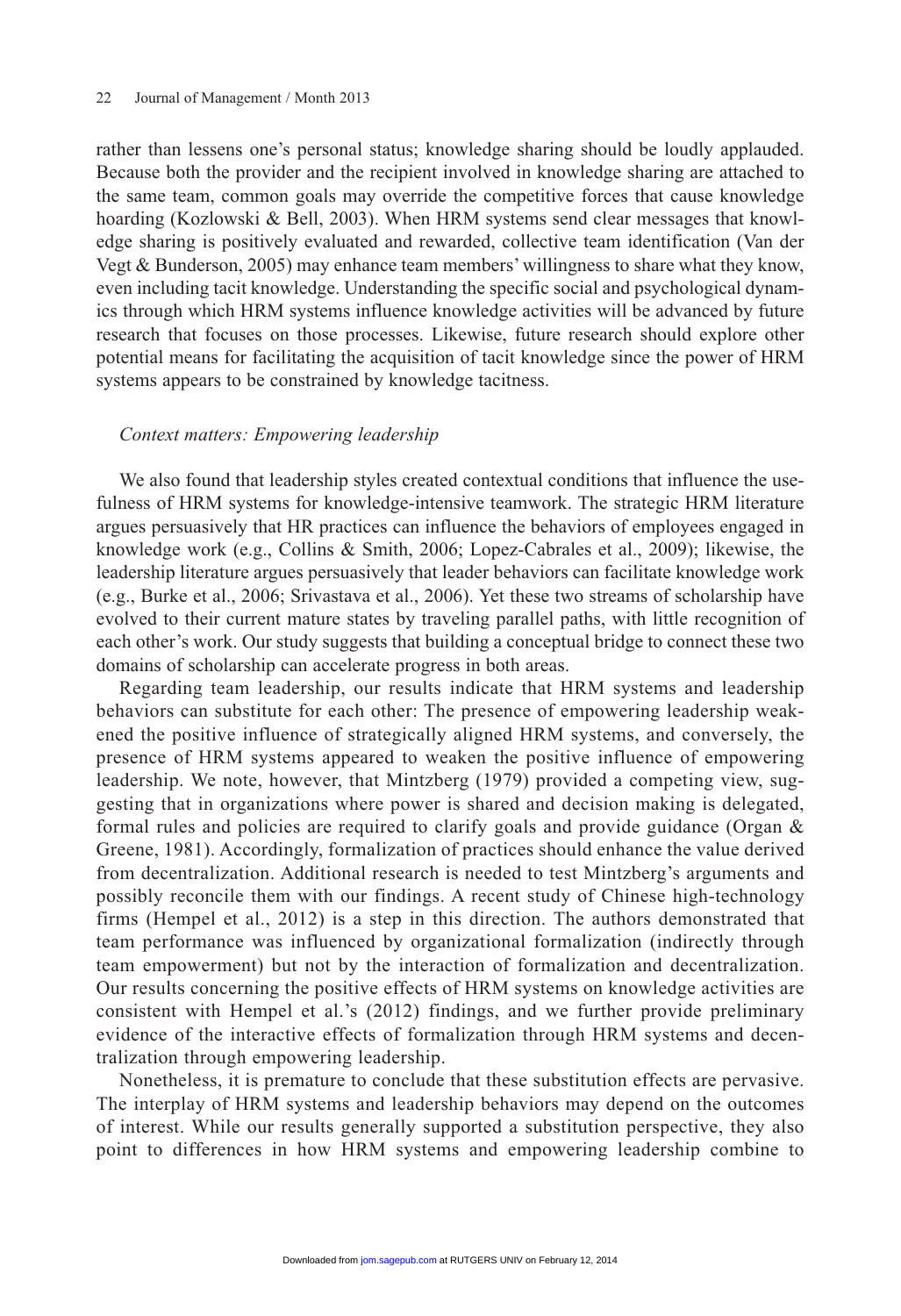rather than lessens one's personal status; knowledge sharing should be loudly applauded. Because both the provider and the recipient involved in knowledge sharing are attached to the same team, common goals may override the competitive forces that cause knowledge hoarding (Kozlowski & Bell, 2003). When HRM systems send clear messages that knowledge sharing is positively evaluated and rewarded, collective team identification (Van der Vegt & Bunderson, 2005) may enhance team members' willingness to share what they know, even including tacit knowledge. Understanding the specific social and psychological dynamics through which HRM systems influence knowledge activities will be advanced by future research that focuses on those processes. Likewise, future research should explore other potential means for facilitating the acquisition of tacit knowledge since the power of HRM systems appears to be constrained by knowledge tacitness.

### *Context matters: Empowering leadership*

We also found that leadership styles created contextual conditions that influence the usefulness of HRM systems for knowledge-intensive teamwork. The strategic HRM literature argues persuasively that HR practices can influence the behaviors of employees engaged in knowledge work (e.g., Collins & Smith, 2006; Lopez-Cabrales et al., 2009); likewise, the leadership literature argues persuasively that leader behaviors can facilitate knowledge work (e.g., Burke et al., 2006; Srivastava et al., 2006). Yet these two streams of scholarship have evolved to their current mature states by traveling parallel paths, with little recognition of each other's work. Our study suggests that building a conceptual bridge to connect these two domains of scholarship can accelerate progress in both areas.

Regarding team leadership, our results indicate that HRM systems and leadership behaviors can substitute for each other: The presence of empowering leadership weakened the positive influence of strategically aligned HRM systems, and conversely, the presence of HRM systems appeared to weaken the positive influence of empowering leadership. We note, however, that Mintzberg (1979) provided a competing view, suggesting that in organizations where power is shared and decision making is delegated, formal rules and policies are required to clarify goals and provide guidance (Organ & Greene, 1981). Accordingly, formalization of practices should enhance the value derived from decentralization. Additional research is needed to test Mintzberg's arguments and possibly reconcile them with our findings. A recent study of Chinese high-technology firms (Hempel et al., 2012) is a step in this direction. The authors demonstrated that team performance was influenced by organizational formalization (indirectly through team empowerment) but not by the interaction of formalization and decentralization. Our results concerning the positive effects of HRM systems on knowledge activities are consistent with Hempel et al.'s (2012) findings, and we further provide preliminary evidence of the interactive effects of formalization through HRM systems and decentralization through empowering leadership.

Nonetheless, it is premature to conclude that these substitution effects are pervasive. The interplay of HRM systems and leadership behaviors may depend on the outcomes of interest. While our results generally supported a substitution perspective, they also point to differences in how HRM systems and empowering leadership combine to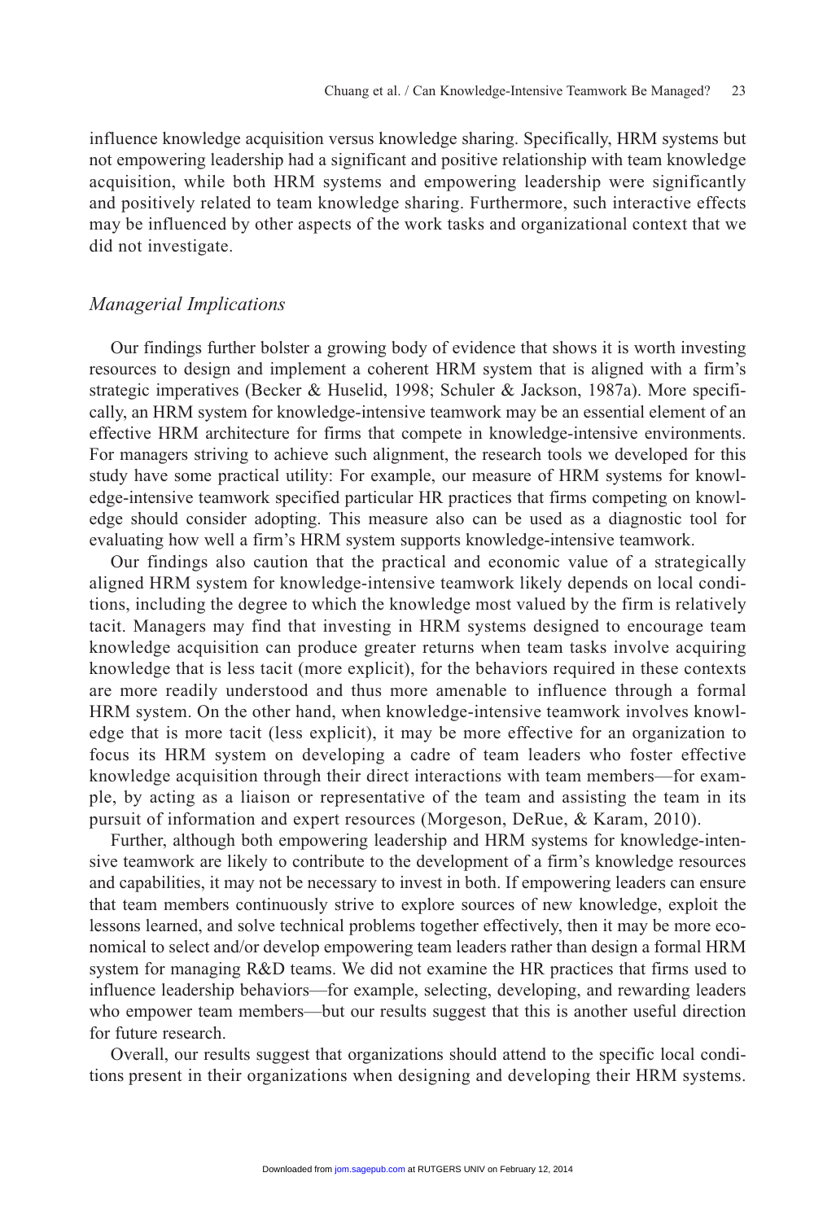influence knowledge acquisition versus knowledge sharing. Specifically, HRM systems but not empowering leadership had a significant and positive relationship with team knowledge acquisition, while both HRM systems and empowering leadership were significantly and positively related to team knowledge sharing. Furthermore, such interactive effects may be influenced by other aspects of the work tasks and organizational context that we did not investigate.

### *Managerial Implications*

Our findings further bolster a growing body of evidence that shows it is worth investing resources to design and implement a coherent HRM system that is aligned with a firm's strategic imperatives (Becker & Huselid, 1998; Schuler & Jackson, 1987a). More specifically, an HRM system for knowledge-intensive teamwork may be an essential element of an effective HRM architecture for firms that compete in knowledge-intensive environments. For managers striving to achieve such alignment, the research tools we developed for this study have some practical utility: For example, our measure of HRM systems for knowledge-intensive teamwork specified particular HR practices that firms competing on knowledge should consider adopting. This measure also can be used as a diagnostic tool for evaluating how well a firm's HRM system supports knowledge-intensive teamwork.

Our findings also caution that the practical and economic value of a strategically aligned HRM system for knowledge-intensive teamwork likely depends on local conditions, including the degree to which the knowledge most valued by the firm is relatively tacit. Managers may find that investing in HRM systems designed to encourage team knowledge acquisition can produce greater returns when team tasks involve acquiring knowledge that is less tacit (more explicit), for the behaviors required in these contexts are more readily understood and thus more amenable to influence through a formal HRM system. On the other hand, when knowledge-intensive teamwork involves knowledge that is more tacit (less explicit), it may be more effective for an organization to focus its HRM system on developing a cadre of team leaders who foster effective knowledge acquisition through their direct interactions with team members—for example, by acting as a liaison or representative of the team and assisting the team in its pursuit of information and expert resources (Morgeson, DeRue, & Karam, 2010).

Further, although both empowering leadership and HRM systems for knowledge-intensive teamwork are likely to contribute to the development of a firm's knowledge resources and capabilities, it may not be necessary to invest in both. If empowering leaders can ensure that team members continuously strive to explore sources of new knowledge, exploit the lessons learned, and solve technical problems together effectively, then it may be more economical to select and/or develop empowering team leaders rather than design a formal HRM system for managing R&D teams. We did not examine the HR practices that firms used to influence leadership behaviors—for example, selecting, developing, and rewarding leaders who empower team members—but our results suggest that this is another useful direction for future research.

Overall, our results suggest that organizations should attend to the specific local conditions present in their organizations when designing and developing their HRM systems.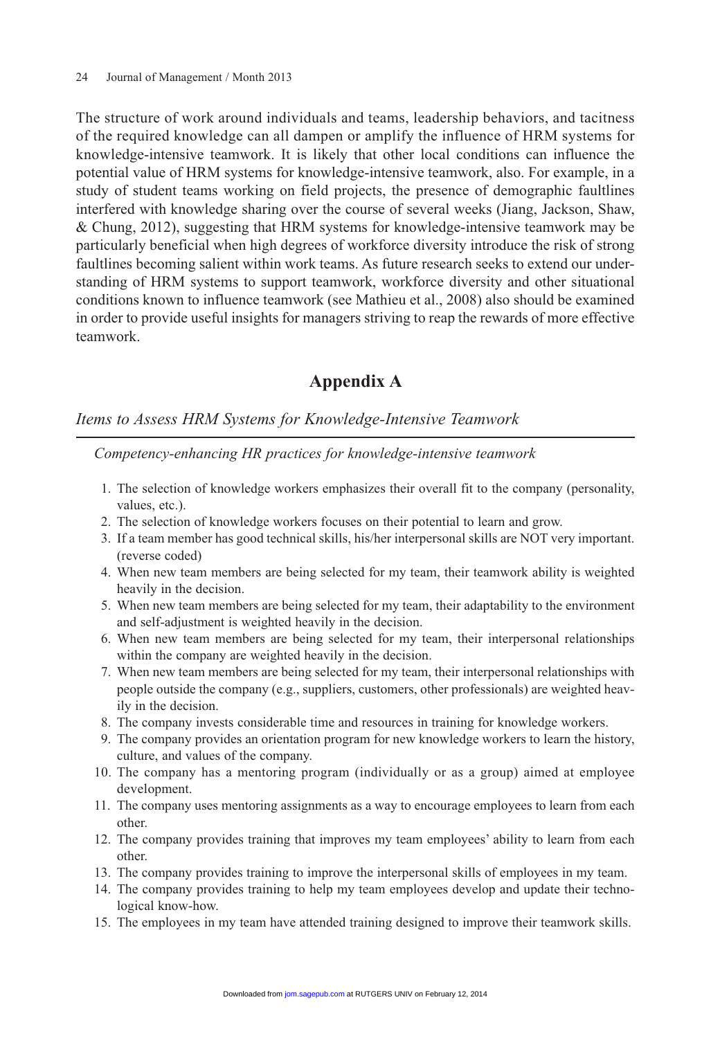The structure of work around individuals and teams, leadership behaviors, and tacitness of the required knowledge can all dampen or amplify the influence of HRM systems for knowledge-intensive teamwork. It is likely that other local conditions can influence the potential value of HRM systems for knowledge-intensive teamwork, also. For example, in a study of student teams working on field projects, the presence of demographic faultlines interfered with knowledge sharing over the course of several weeks (Jiang, Jackson, Shaw, & Chung, 2012), suggesting that HRM systems for knowledge-intensive teamwork may be particularly beneficial when high degrees of workforce diversity introduce the risk of strong faultlines becoming salient within work teams. As future research seeks to extend our understanding of HRM systems to support teamwork, workforce diversity and other situational conditions known to influence teamwork (see Mathieu et al., 2008) also should be examined in order to provide useful insights for managers striving to reap the rewards of more effective teamwork.

## Appendix A

### *Items to Assess HRM Systems for Knowledge-Intensive Teamwork*

*Competency-enhancing HR practices for knowledge-intensive teamwork*

1. The selection of knowledge workers emphasizes their overall fit to the company (personality, values, etc.).
2. The selection of knowledge workers focuses on their potential to learn and grow.
3. If a team member has good technical skills, his/her interpersonal skills are NOT very important. (reverse coded)
4. When new team members are being selected for my team, their teamwork ability is weighted heavily in the decision.
5. When new team members are being selected for my team, their adaptability to the environment and self-adjustment is weighted heavily in the decision.
6. When new team members are being selected for my team, their interpersonal relationships within the company are weighted heavily in the decision.
7. When new team members are being selected for my team, their interpersonal relationships with people outside the company (e.g., suppliers, customers, other professionals) are weighted heavily in the decision.
8. The company invests considerable time and resources in training for knowledge workers.
9. The company provides an orientation program for new knowledge workers to learn the history, culture, and values of the company.
10. The company has a mentoring program (individually or as a group) aimed at employee development.
11. The company uses mentoring assignments as a way to encourage employees to learn from each other.
12. The company provides training that improves my team employees' ability to learn from each other.
13. The company provides training to improve the interpersonal skills of employees in my team.
14. The company provides training to help my team employees develop and update their technological know-how.
15. The employees in my team have attended training designed to improve their teamwork skills.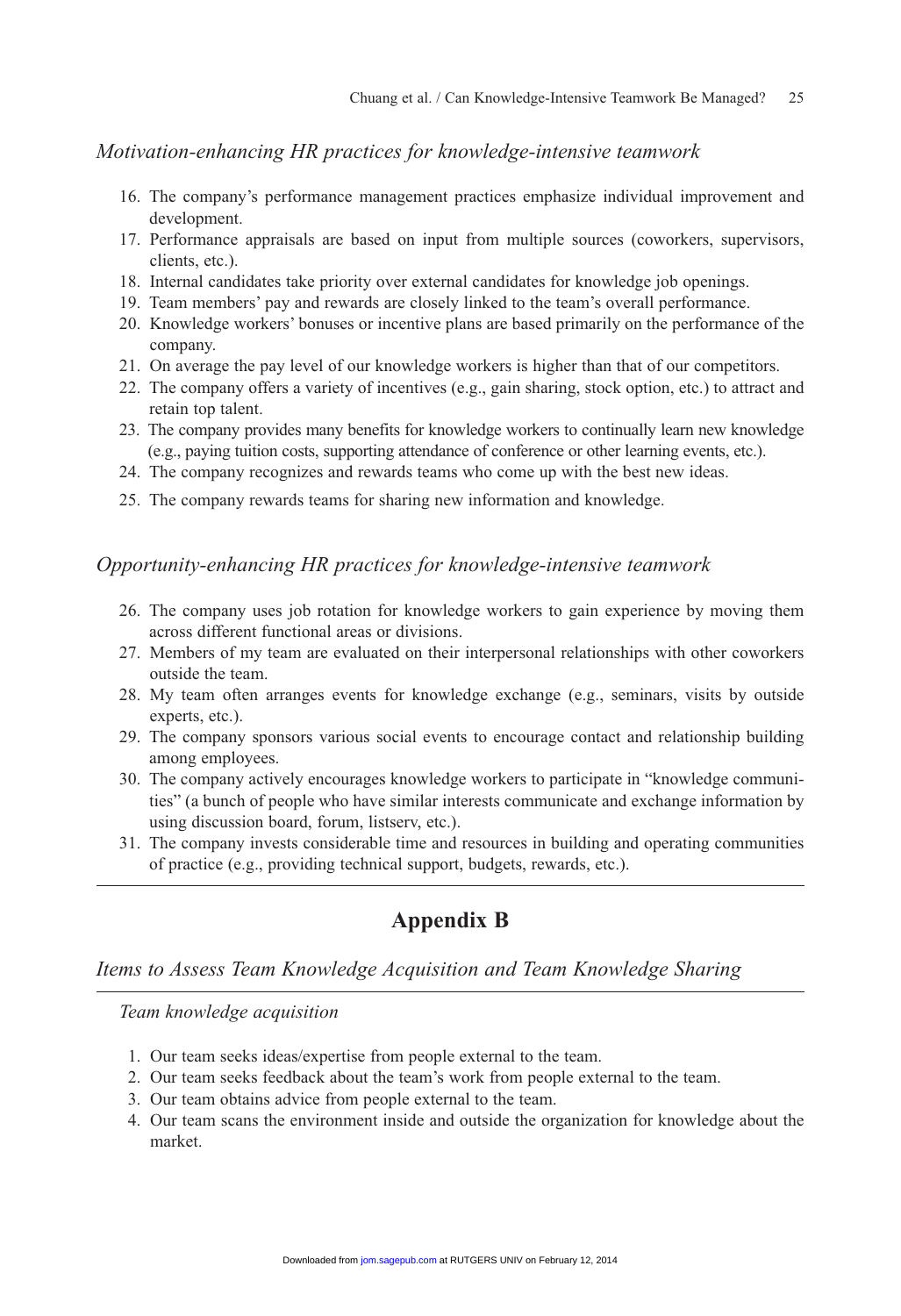*Motivation-enhancing HR practices for knowledge-intensive teamwork*

16. The company's performance management practices emphasize individual improvement and development.
17. Performance appraisals are based on input from multiple sources (coworkers, supervisors, clients, etc.).
18. Internal candidates take priority over external candidates for knowledge job openings.
19. Team members' pay and rewards are closely linked to the team's overall performance.
20. Knowledge workers' bonuses or incentive plans are based primarily on the performance of the company.
21. On average the pay level of our knowledge workers is higher than that of our competitors.
22. The company offers a variety of incentives (e.g., gain sharing, stock option, etc.) to attract and retain top talent.
23. The company provides many benefits for knowledge workers to continually learn new knowledge (e.g., paying tuition costs, supporting attendance of conference or other learning events, etc.).
24. The company recognizes and rewards teams who come up with the best new ideas.
25. The company rewards teams for sharing new information and knowledge.

*Opportunity-enhancing HR practices for knowledge-intensive teamwork*

26. The company uses job rotation for knowledge workers to gain experience by moving them across different functional areas or divisions.
27. Members of my team are evaluated on their interpersonal relationships with other coworkers outside the team.
28. My team often arranges events for knowledge exchange (e.g., seminars, visits by outside experts, etc.).
29. The company sponsors various social events to encourage contact and relationship building among employees.
30. The company actively encourages knowledge workers to participate in "knowledge communities" (a bunch of people who have similar interests communicate and exchange information by using discussion board, forum, listserv, etc.).
31. The company invests considerable time and resources in building and operating communities of practice (e.g., providing technical support, budgets, rewards, etc.).

## Appendix B

### *Items to Assess Team Knowledge Acquisition and Team Knowledge Sharing*

*Team knowledge acquisition*

1. Our team seeks ideas/expertise from people external to the team.
2. Our team seeks feedback about the team's work from people external to the team.
3. Our team obtains advice from people external to the team.
4. Our team scans the environment inside and outside the organization for knowledge about the market.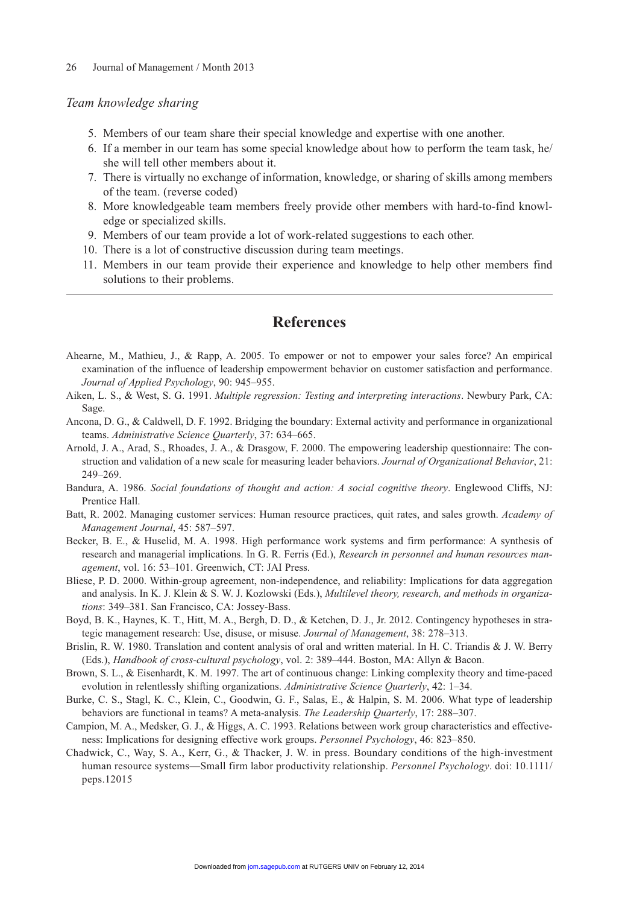*Team knowledge sharing*

5. Members of our team share their special knowledge and expertise with one another.
6. If a member in our team has some special knowledge about how to perform the team task, he/she will tell other members about it.
7. There is virtually no exchange of information, knowledge, or sharing of skills among members of the team. (reverse coded)
8. More knowledgeable team members freely provide other members with hard-to-find knowledge or specialized skills.
9. Members of our team provide a lot of work-related suggestions to each other.
10. There is a lot of constructive discussion during team meetings.
11. Members in our team provide their experience and knowledge to help other members find solutions to their problems.

---

## References

Ahearne, M., Mathieu, J., & Rapp, A. 2005. To empower or not to empower your sales force? An empirical examination of the influence of leadership empowerment behavior on customer satisfaction and performance. *Journal of Applied Psychology*, 90: 945–955.

Aiken, L. S., & West, S. G. 1991. *Multiple regression: Testing and interpreting interactions*. Newbury Park, CA: Sage.

Ancona, D. G., & Caldwell, D. F. 1992. Bridging the boundary: External activity and performance in organizational teams. *Administrative Science Quarterly*, 37: 634–665.

Arnold, J. A., Arad, S., Rhoades, J. A., & Drasgow, F. 2000. The empowering leadership questionnaire: The construction and validation of a new scale for measuring leader behaviors. *Journal of Organizational Behavior*, 21: 249–269.

Bandura, A. 1986. *Social foundations of thought and action: A social cognitive theory*. Englewood Cliffs, NJ: Prentice Hall.

Batt, R. 2002. Managing customer services: Human resource practices, quit rates, and sales growth. *Academy of Management Journal*, 45: 587–597.

Becker, B. E., & Huselid, M. A. 1998. High performance work systems and firm performance: A synthesis of research and managerial implications. In G. R. Ferris (Ed.), *Research in personnel and human resources management*, vol. 16: 53–101. Greenwich, CT: JAI Press.

Bliese, P. D. 2000. Within-group agreement, non-independence, and reliability: Implications for data aggregation and analysis. In K. J. Klein & S. W. J. Kozlowski (Eds.), *Multilevel theory, research, and methods in organizations*: 349–381. San Francisco, CA: Jossey-Bass.

Boyd, B. K., Haynes, K. T., Hitt, M. A., Bergh, D. D., & Ketchen, D. J., Jr. 2012. Contingency hypotheses in strategic management research: Use, disuse, or misuse. *Journal of Management*, 38: 278–313.

Brislin, R. W. 1980. Translation and content analysis of oral and written material. In H. C. Triandis & J. W. Berry (Eds.), *Handbook of cross-cultural psychology*, vol. 2: 389–444. Boston, MA: Allyn & Bacon.

Brown, S. L., & Eisenhardt, K. M. 1997. The art of continuous change: Linking complexity theory and time-paced evolution in relentlessly shifting organizations. *Administrative Science Quarterly*, 42: 1–34.

Burke, C. S., Stagl, K. C., Klein, C., Goodwin, G. F., Salas, E., & Halpin, S. M. 2006. What type of leadership behaviors are functional in teams? A meta-analysis. *The Leadership Quarterly*, 17: 288–307.

Campion, M. A., Medsker, G. J., & Higgs, A. C. 1993. Relations between work group characteristics and effectiveness: Implications for designing effective work groups. *Personnel Psychology*, 46: 823–850.

Chadwick, C., Way, S. A., Kerr, G., & Thacker, J. W. in press. Boundary conditions of the high-investment human resource systems—Small firm labor productivity relationship. *Personnel Psychology*. doi: 10.1111/peps.12015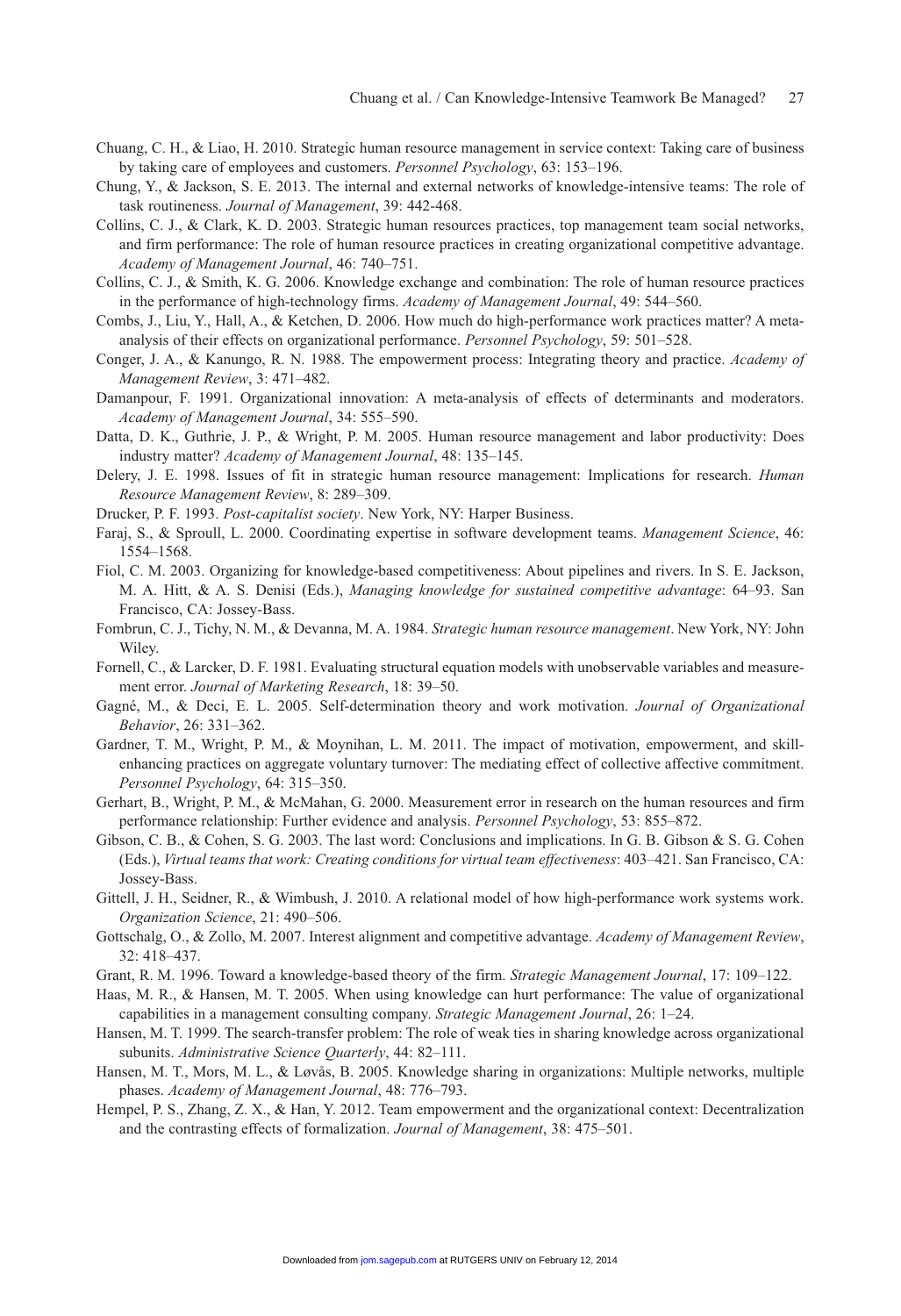Chuang, C. H., & Liao, H. 2010. Strategic human resource management in service context: Taking care of business by taking care of employees and customers. *Personnel Psychology*, 63: 153–196.

Chung, Y., & Jackson, S. E. 2013. The internal and external networks of knowledge-intensive teams: The role of task routineness. *Journal of Management*, 39: 442-468.

Collins, C. J., & Clark, K. D. 2003. Strategic human resources practices, top management team social networks, and firm performance: The role of human resource practices in creating organizational competitive advantage. *Academy of Management Journal*, 46: 740–751.

Collins, C. J., & Smith, K. G. 2006. Knowledge exchange and combination: The role of human resource practices in the performance of high-technology firms. *Academy of Management Journal*, 49: 544–560.

Combs, J., Liu, Y., Hall, A., & Ketchen, D. 2006. How much do high-performance work practices matter? A meta-analysis of their effects on organizational performance. *Personnel Psychology*, 59: 501–528.

Conger, J. A., & Kanungo, R. N. 1988. The empowerment process: Integrating theory and practice. *Academy of Management Review*, 3: 471–482.

Damanpour, F. 1991. Organizational innovation: A meta-analysis of effects of determinants and moderators. *Academy of Management Journal*, 34: 555–590.

Datta, D. K., Guthrie, J. P., & Wright, P. M. 2005. Human resource management and labor productivity: Does industry matter? *Academy of Management Journal*, 48: 135–145.

Delery, J. E. 1998. Issues of fit in strategic human resource management: Implications for research. *Human Resource Management Review*, 8: 289–309.

Drucker, P. F. 1993. *Post-capitalist society*. New York, NY: Harper Business.

Faraj, S., & Sproull, L. 2000. Coordinating expertise in software development teams. *Management Science*, 46: 1554–1568.

Fiol, C. M. 2003. Organizing for knowledge-based competitiveness: About pipelines and rivers. In S. E. Jackson, M. A. Hitt, & A. S. Denisi (Eds.), *Managing knowledge for sustained competitive advantage*: 64–93. San Francisco, CA: Jossey-Bass.

Fombrun, C. J., Tichy, N. M., & Devanna, M. A. 1984. *Strategic human resource management*. New York, NY: John Wiley.

Fornell, C., & Larcker, D. F. 1981. Evaluating structural equation models with unobservable variables and measurement error. *Journal of Marketing Research*, 18: 39–50.

Gagné, M., & Deci, E. L. 2005. Self-determination theory and work motivation. *Journal of Organizational Behavior*, 26: 331–362.

Gardner, T. M., Wright, P. M., & Moynihan, L. M. 2011. The impact of motivation, empowerment, and skill-enhancing practices on aggregate voluntary turnover: The mediating effect of collective affective commitment. *Personnel Psychology*, 64: 315–350.

Gerhart, B., Wright, P. M., & McMahan, G. 2000. Measurement error in research on the human resources and firm performance relationship: Further evidence and analysis. *Personnel Psychology*, 53: 855–872.

Gibson, C. B., & Cohen, S. G. 2003. The last word: Conclusions and implications. In G. B. Gibson & S. G. Cohen (Eds.), *Virtual teams that work: Creating conditions for virtual team effectiveness*: 403–421. San Francisco, CA: Jossey-Bass.

Gittell, J. H., Seidner, R., & Wimbush, J. 2010. A relational model of how high-performance work systems work. *Organization Science*, 21: 490–506.

Gottschalg, O., & Zollo, M. 2007. Interest alignment and competitive advantage. *Academy of Management Review*, 32: 418–437.

Grant, R. M. 1996. Toward a knowledge-based theory of the firm. *Strategic Management Journal*, 17: 109–122.

Haas, M. R., & Hansen, M. T. 2005. When using knowledge can hurt performance: The value of organizational capabilities in a management consulting company. *Strategic Management Journal*, 26: 1–24.

Hansen, M. T. 1999. The search-transfer problem: The role of weak ties in sharing knowledge across organizational subunits. *Administrative Science Quarterly*, 44: 82–111.

Hansen, M. T., Mors, M. L., & Løvås, B. 2005. Knowledge sharing in organizations: Multiple networks, multiple phases. *Academy of Management Journal*, 48: 776–793.

Hempel, P. S., Zhang, Z. X., & Han, Y. 2012. Team empowerment and the organizational context: Decentralization and the contrasting effects of formalization. *Journal of Management*, 38: 475–501.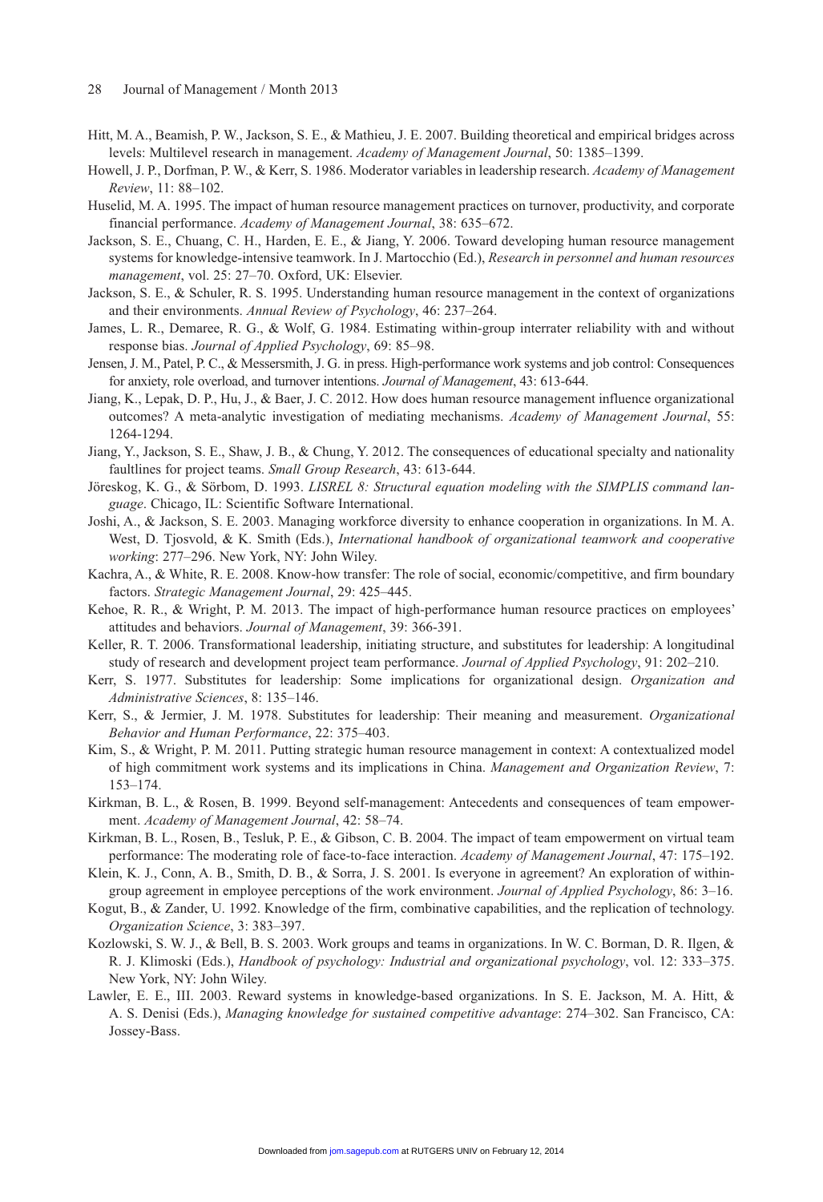Hitt, M. A., Beamish, P. W., Jackson, S. E., & Mathieu, J. E. 2007. Building theoretical and empirical bridges across levels: Multilevel research in management. *Academy of Management Journal*, 50: 1385–1399.

Howell, J. P., Dorfman, P. W., & Kerr, S. 1986. Moderator variables in leadership research. *Academy of Management Review*, 11: 88–102.

Huselid, M. A. 1995. The impact of human resource management practices on turnover, productivity, and corporate financial performance. *Academy of Management Journal*, 38: 635–672.

Jackson, S. E., Chuang, C. H., Harden, E. E., & Jiang, Y. 2006. Toward developing human resource management systems for knowledge-intensive teamwork. In J. Martocchio (Ed.), *Research in personnel and human resources management*, vol. 25: 27–70. Oxford, UK: Elsevier.

Jackson, S. E., & Schuler, R. S. 1995. Understanding human resource management in the context of organizations and their environments. *Annual Review of Psychology*, 46: 237–264.

James, L. R., Demaree, R. G., & Wolf, G. 1984. Estimating within-group interrater reliability with and without response bias. *Journal of Applied Psychology*, 69: 85–98.

Jensen, J. M., Patel, P. C., & Messersmith, J. G. in press. High-performance work systems and job control: Consequences for anxiety, role overload, and turnover intentions. *Journal of Management*, 43: 613-644.

Jiang, K., Lepak, D. P., Hu, J., & Baer, J. C. 2012. How does human resource management influence organizational outcomes? A meta-analytic investigation of mediating mechanisms. *Academy of Management Journal*, 55: 1264-1294.

Jiang, Y., Jackson, S. E., Shaw, J. B., & Chung, Y. 2012. The consequences of educational specialty and nationality faultlines for project teams. *Small Group Research*, 43: 613-644.

Jöreskog, K. G., & Sörbom, D. 1993. *LISREL 8: Structural equation modeling with the SIMPLIS command language*. Chicago, IL: Scientific Software International.

Joshi, A., & Jackson, S. E. 2003. Managing workforce diversity to enhance cooperation in organizations. In M. A. West, D. Tjosvold, & K. Smith (Eds.), *International handbook of organizational teamwork and cooperative working*: 277–296. New York, NY: John Wiley.

Kachra, A., & White, R. E. 2008. Know-how transfer: The role of social, economic/competitive, and firm boundary factors. *Strategic Management Journal*, 29: 425–445.

Kehoe, R. R., & Wright, P. M. 2013. The impact of high-performance human resource practices on employees' attitudes and behaviors. *Journal of Management*, 39: 366-391.

Keller, R. T. 2006. Transformational leadership, initiating structure, and substitutes for leadership: A longitudinal study of research and development project team performance. *Journal of Applied Psychology*, 91: 202–210.

Kerr, S. 1977. Substitutes for leadership: Some implications for organizational design. *Organization and Administrative Sciences*, 8: 135–146.

Kerr, S., & Jermier, J. M. 1978. Substitutes for leadership: Their meaning and measurement. *Organizational Behavior and Human Performance*, 22: 375–403.

Kim, S., & Wright, P. M. 2011. Putting strategic human resource management in context: A contextualized model of high commitment work systems and its implications in China. *Management and Organization Review*, 7: 153–174.

Kirkman, B. L., & Rosen, B. 1999. Beyond self-management: Antecedents and consequences of team empowerment. *Academy of Management Journal*, 42: 58–74.

Kirkman, B. L., Rosen, B., Tesluk, P. E., & Gibson, C. B. 2004. The impact of team empowerment on virtual team performance: The moderating role of face-to-face interaction. *Academy of Management Journal*, 47: 175–192.

Klein, K. J., Conn, A. B., Smith, D. B., & Sorra, J. S. 2001. Is everyone in agreement? An exploration of within-group agreement in employee perceptions of the work environment. *Journal of Applied Psychology*, 86: 3–16.

Kogut, B., & Zander, U. 1992. Knowledge of the firm, combinative capabilities, and the replication of technology. *Organization Science*, 3: 383–397.

Kozlowski, S. W. J., & Bell, B. S. 2003. Work groups and teams in organizations. In W. C. Borman, D. R. Ilgen, & R. J. Klimoski (Eds.), *Handbook of psychology: Industrial and organizational psychology*, vol. 12: 333–375. New York, NY: John Wiley.

Lawler, E. E., III. 2003. Reward systems in knowledge-based organizations. In S. E. Jackson, M. A. Hitt, & A. S. Denisi (Eds.), *Managing knowledge for sustained competitive advantage*: 274–302. San Francisco, CA: Jossey-Bass.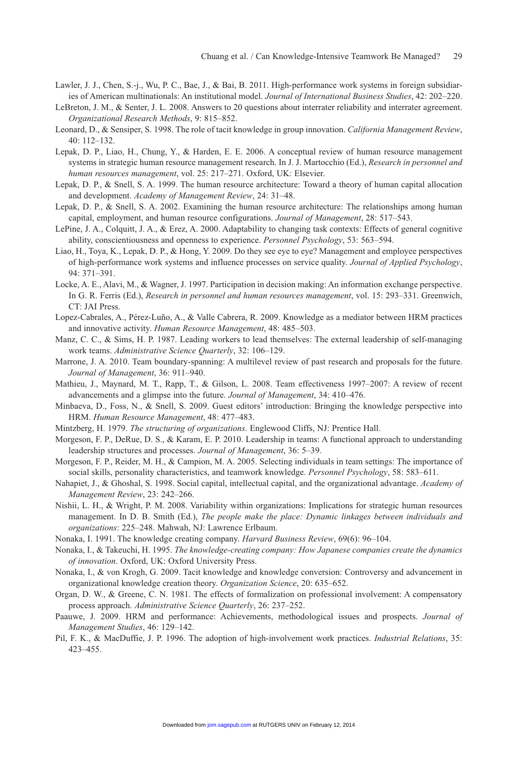Lawler, J. J., Chen, S.-j., Wu, P. C., Bae, J., & Bai, B. 2011. High-performance work systems in foreign subsidiaries of American multinationals: An institutional model. *Journal of International Business Studies*, 42: 202–220.

LeBreton, J. M., & Senter, J. L. 2008. Answers to 20 questions about interrater reliability and interrater agreement. *Organizational Research Methods*, 9: 815–852.

Leonard, D., & Sensiper, S. 1998. The role of tacit knowledge in group innovation. *California Management Review*, 40: 112–132.

Lepak, D. P., Liao, H., Chung, Y., & Harden, E. E. 2006. A conceptual review of human resource management systems in strategic human resource management research. In J. J. Martocchio (Ed.), *Research in personnel and human resources management*, vol. 25: 217–271. Oxford, UK: Elsevier.

Lepak, D. P., & Snell, S. A. 1999. The human resource architecture: Toward a theory of human capital allocation and development. *Academy of Management Review*, 24: 31–48.

Lepak, D. P., & Snell, S. A. 2002. Examining the human resource architecture: The relationships among human capital, employment, and human resource configurations. *Journal of Management*, 28: 517–543.

LePine, J. A., Colquitt, J. A., & Erez, A. 2000. Adaptability to changing task contexts: Effects of general cognitive ability, conscientiousness and openness to experience. *Personnel Psychology*, 53: 563–594.

Liao, H., Toya, K., Lepak, D. P., & Hong, Y. 2009. Do they see eye to eye? Management and employee perspectives of high-performance work systems and influence processes on service quality. *Journal of Applied Psychology*, 94: 371–391.

Locke, A. E., Alavi, M., & Wagner, J. 1997. Participation in decision making: An information exchange perspective. In G. R. Ferris (Ed.), *Research in personnel and human resources management*, vol. 15: 293–331. Greenwich, CT: JAI Press.

Lopez-Cabrales, A., Pérez-Luño, A., & Valle Cabrera, R. 2009. Knowledge as a mediator between HRM practices and innovative activity. *Human Resource Management*, 48: 485–503.

Manz, C. C., & Sims, H. P. 1987. Leading workers to lead themselves: The external leadership of self-managing work teams. *Administrative Science Quarterly*, 32: 106–129.

Marrone, J. A. 2010. Team boundary-spanning: A multilevel review of past research and proposals for the future. *Journal of Management*, 36: 911–940.

Mathieu, J., Maynard, M. T., Rapp, T., & Gilson, L. 2008. Team effectiveness 1997–2007: A review of recent advancements and a glimpse into the future. *Journal of Management*, 34: 410–476.

Minbaeva, D., Foss, N., & Snell, S. 2009. Guest editors' introduction: Bringing the knowledge perspective into HRM. *Human Resource Management*, 48: 477–483.

Mintzberg, H. 1979. *The structuring of organizations*. Englewood Cliffs, NJ: Prentice Hall.

Morgeson, F. P., DeRue, D. S., & Karam, E. P. 2010. Leadership in teams: A functional approach to understanding leadership structures and processes. *Journal of Management*, 36: 5–39.

Morgeson, F. P., Reider, M. H., & Campion, M. A. 2005. Selecting individuals in team settings: The importance of social skills, personality characteristics, and teamwork knowledge. *Personnel Psychology*, 58: 583–611.

Nahapiet, J., & Ghoshal, S. 1998. Social capital, intellectual capital, and the organizational advantage. *Academy of Management Review*, 23: 242–266.

Nishii, L. H., & Wright, P. M. 2008. Variability within organizations: Implications for strategic human resources management. In D. B. Smith (Ed.), *The people make the place: Dynamic linkages between individuals and organizations*: 225–248. Mahwah, NJ: Lawrence Erlbaum.

Nonaka, I. 1991. The knowledge creating company. *Harvard Business Review*, 69(6): 96–104.

Nonaka, I., & Takeuchi, H. 1995. *The knowledge-creating company: How Japanese companies create the dynamics of innovation*. Oxford, UK: Oxford University Press.

Nonaka, I., & von Krogh, G. 2009. Tacit knowledge and knowledge conversion: Controversy and advancement in organizational knowledge creation theory. *Organization Science*, 20: 635–652.

Organ, D. W., & Greene, C. N. 1981. The effects of formalization on professional involvement: A compensatory process approach. *Administrative Science Quarterly*, 26: 237–252.

Paauwe, J. 2009. HRM and performance: Achievements, methodological issues and prospects. *Journal of Management Studies*, 46: 129–142.

Pil, F. K., & MacDuffie, J. P. 1996. The adoption of high-involvement work practices. *Industrial Relations*, 35: 423–455.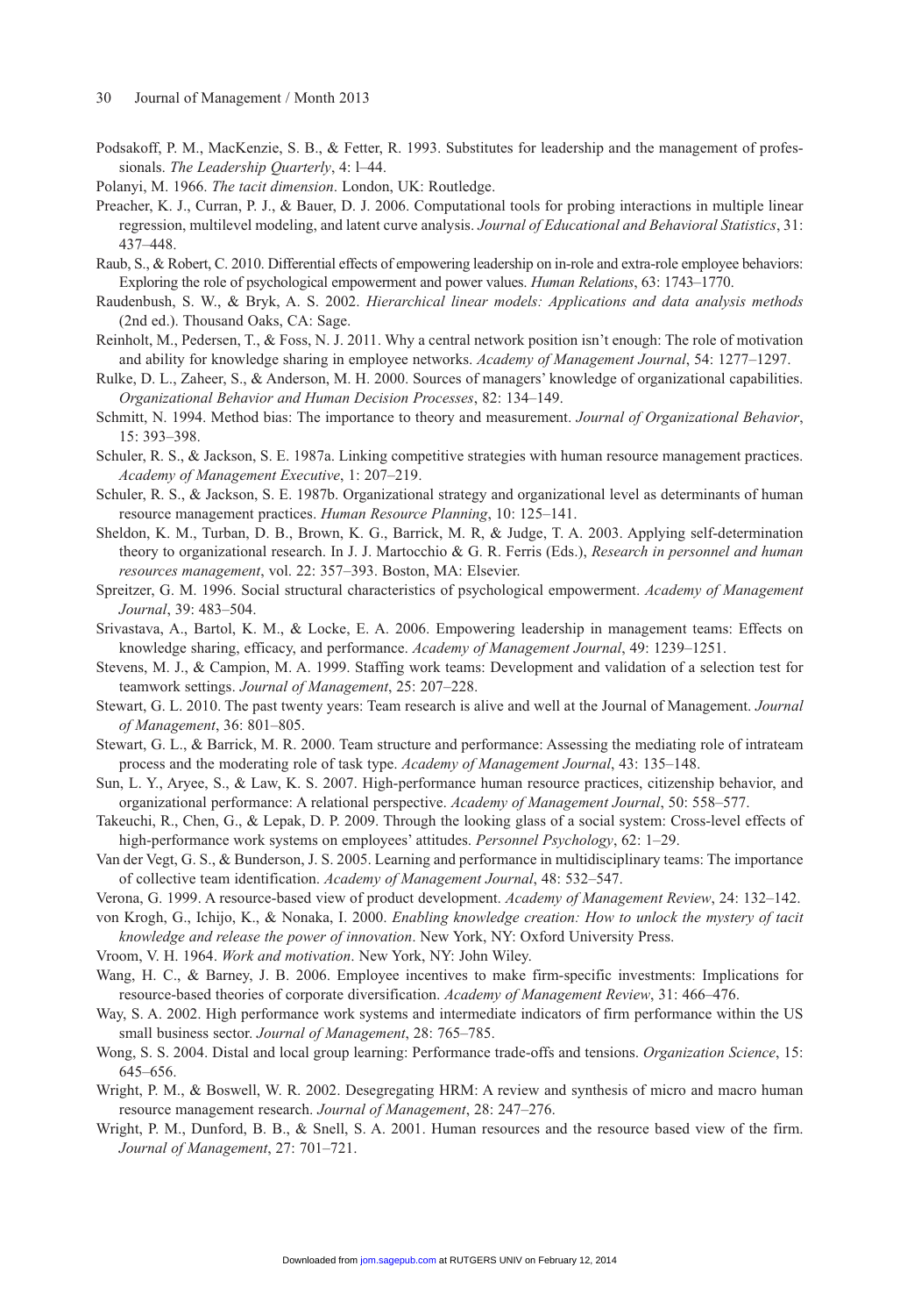Podsakoff, P. M., MacKenzie, S. B., & Fetter, R. 1993. Substitutes for leadership and the management of professionals. *The Leadership Quarterly*, 4: l–44.

Polanyi, M. 1966. *The tacit dimension*. London, UK: Routledge.

Preacher, K. J., Curran, P. J., & Bauer, D. J. 2006. Computational tools for probing interactions in multiple linear regression, multilevel modeling, and latent curve analysis. *Journal of Educational and Behavioral Statistics*, 31: 437–448.

Raub, S., & Robert, C. 2010. Differential effects of empowering leadership on in-role and extra-role employee behaviors: Exploring the role of psychological empowerment and power values. *Human Relations*, 63: 1743–1770.

Raudenbush, S. W., & Bryk, A. S. 2002. *Hierarchical linear models: Applications and data analysis methods* (2nd ed.). Thousand Oaks, CA: Sage.

Reinholt, M., Pedersen, T., & Foss, N. J. 2011. Why a central network position isn't enough: The role of motivation and ability for knowledge sharing in employee networks. *Academy of Management Journal*, 54: 1277–1297.

Rulke, D. L., Zaheer, S., & Anderson, M. H. 2000. Sources of managers' knowledge of organizational capabilities. *Organizational Behavior and Human Decision Processes*, 82: 134–149.

Schmitt, N. 1994. Method bias: The importance to theory and measurement. *Journal of Organizational Behavior*, 15: 393–398.

Schuler, R. S., & Jackson, S. E. 1987a. Linking competitive strategies with human resource management practices. *Academy of Management Executive*, 1: 207–219.

Schuler, R. S., & Jackson, S. E. 1987b. Organizational strategy and organizational level as determinants of human resource management practices. *Human Resource Planning*, 10: 125–141.

Sheldon, K. M., Turban, D. B., Brown, K. G., Barrick, M. R, & Judge, T. A. 2003. Applying self-determination theory to organizational research. In J. J. Martocchio & G. R. Ferris (Eds.), *Research in personnel and human resources management*, vol. 22: 357–393. Boston, MA: Elsevier.

Spreitzer, G. M. 1996. Social structural characteristics of psychological empowerment. *Academy of Management Journal*, 39: 483–504.

Srivastava, A., Bartol, K. M., & Locke, E. A. 2006. Empowering leadership in management teams: Effects on knowledge sharing, efficacy, and performance. *Academy of Management Journal*, 49: 1239–1251.

Stevens, M. J., & Campion, M. A. 1999. Staffing work teams: Development and validation of a selection test for teamwork settings. *Journal of Management*, 25: 207–228.

Stewart, G. L. 2010. The past twenty years: Team research is alive and well at the Journal of Management. *Journal of Management*, 36: 801–805.

Stewart, G. L., & Barrick, M. R. 2000. Team structure and performance: Assessing the mediating role of intrateam process and the moderating role of task type. *Academy of Management Journal*, 43: 135–148.

Sun, L. Y., Aryee, S., & Law, K. S. 2007. High-performance human resource practices, citizenship behavior, and organizational performance: A relational perspective. *Academy of Management Journal*, 50: 558–577.

Takeuchi, R., Chen, G., & Lepak, D. P. 2009. Through the looking glass of a social system: Cross-level effects of high-performance work systems on employees' attitudes. *Personnel Psychology*, 62: 1–29.

Van der Vegt, G. S., & Bunderson, J. S. 2005. Learning and performance in multidisciplinary teams: The importance of collective team identification. *Academy of Management Journal*, 48: 532–547.

Verona, G. 1999. A resource-based view of product development. *Academy of Management Review*, 24: 132–142.

von Krogh, G., Ichijo, K., & Nonaka, I. 2000. *Enabling knowledge creation: How to unlock the mystery of tacit knowledge and release the power of innovation*. New York, NY: Oxford University Press.

Vroom, V. H. 1964. *Work and motivation*. New York, NY: John Wiley.

Wang, H. C., & Barney, J. B. 2006. Employee incentives to make firm-specific investments: Implications for resource-based theories of corporate diversification. *Academy of Management Review*, 31: 466–476.

Way, S. A. 2002. High performance work systems and intermediate indicators of firm performance within the US small business sector. *Journal of Management*, 28: 765–785.

Wong, S. S. 2004. Distal and local group learning: Performance trade-offs and tensions. *Organization Science*, 15: 645–656.

Wright, P. M., & Boswell, W. R. 2002. Desegregating HRM: A review and synthesis of micro and macro human resource management research. *Journal of Management*, 28: 247–276.

Wright, P. M., Dunford, B. B., & Snell, S. A. 2001. Human resources and the resource based view of the firm. *Journal of Management*, 27: 701–721.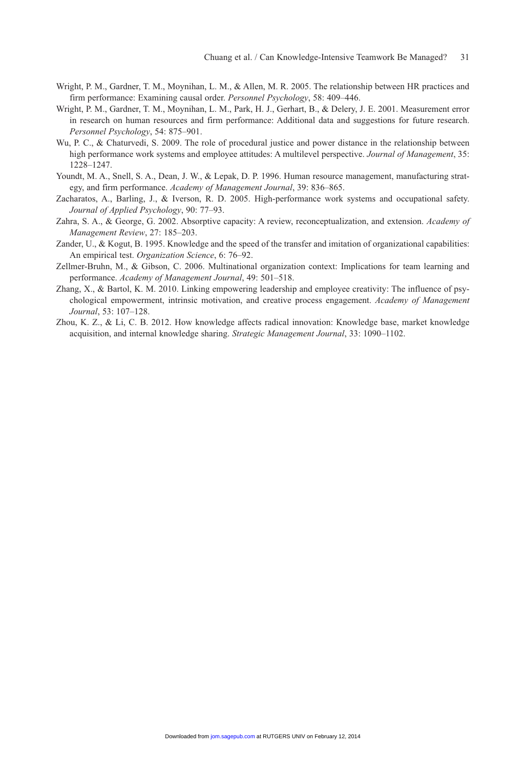Wright, P. M., Gardner, T. M., Moynihan, L. M., & Allen, M. R. 2005. The relationship between HR practices and firm performance: Examining causal order. *Personnel Psychology*, 58: 409–446.

Wright, P. M., Gardner, T. M., Moynihan, L. M., Park, H. J., Gerhart, B., & Delery, J. E. 2001. Measurement error in research on human resources and firm performance: Additional data and suggestions for future research. *Personnel Psychology*, 54: 875–901.

Wu, P. C., & Chaturvedi, S. 2009. The role of procedural justice and power distance in the relationship between high performance work systems and employee attitudes: A multilevel perspective. *Journal of Management*, 35: 1228–1247.

Youndt, M. A., Snell, S. A., Dean, J. W., & Lepak, D. P. 1996. Human resource management, manufacturing strategy, and firm performance. *Academy of Management Journal*, 39: 836–865.

Zacharatos, A., Barling, J., & Iverson, R. D. 2005. High-performance work systems and occupational safety. *Journal of Applied Psychology*, 90: 77–93.

Zahra, S. A., & George, G. 2002. Absorptive capacity: A review, reconceptualization, and extension. *Academy of Management Review*, 27: 185–203.

Zander, U., & Kogut, B. 1995. Knowledge and the speed of the transfer and imitation of organizational capabilities: An empirical test. *Organization Science*, 6: 76–92.

Zellmer-Bruhn, M., & Gibson, C. 2006. Multinational organization context: Implications for team learning and performance. *Academy of Management Journal*, 49: 501–518.

Zhang, X., & Bartol, K. M. 2010. Linking empowering leadership and employee creativity: The influence of psychological empowerment, intrinsic motivation, and creative process engagement. *Academy of Management Journal*, 53: 107–128.

Zhou, K. Z., & Li, C. B. 2012. How knowledge affects radical innovation: Knowledge base, market knowledge acquisition, and internal knowledge sharing. *Strategic Management Journal*, 33: 1090–1102.